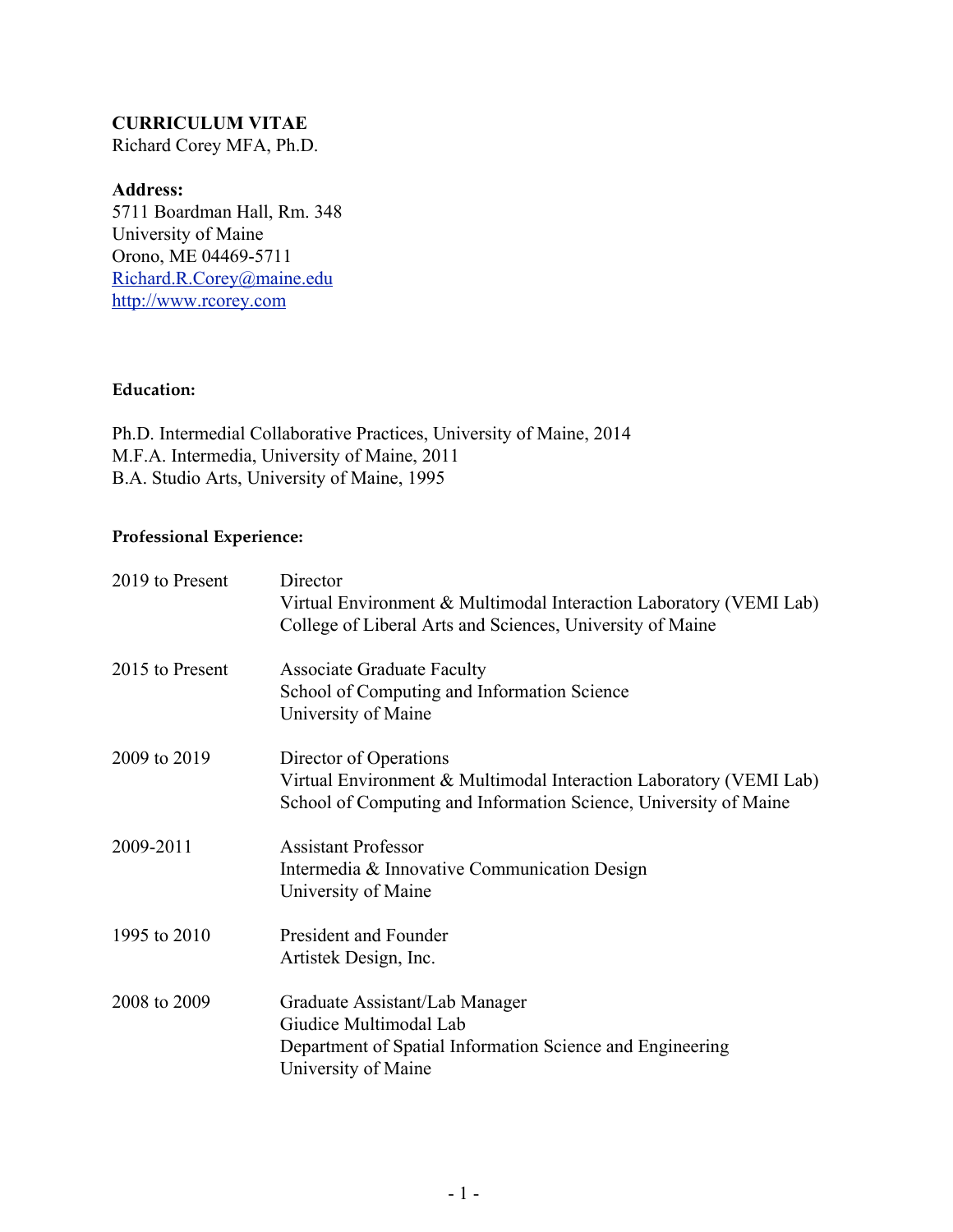**CURRICULUM VITAE**
Richard Corey MFA, Ph.D.

**Address:**
5711 Boardman Hall, Rm. 348
University of Maine
Orono, ME 04469-5711
Richard.R.Corey@maine.edu
http://www.rcorey.com

## Education:

Ph.D. Intermedial Collaborative Practices, University of Maine, 2014
M.F.A. Intermedia, University of Maine, 2011
B.A. Studio Arts, University of Maine, 1995

## Professional Experience:

| | |
|---|---|
| 2019 to Present | Director<br>Virtual Environment & Multimodal Interaction Laboratory (VEMI Lab)<br>College of Liberal Arts and Sciences, University of Maine |
| 2015 to Present | Associate Graduate Faculty<br>School of Computing and Information Science<br>University of Maine |
| 2009 to 2019 | Director of Operations<br>Virtual Environment & Multimodal Interaction Laboratory (VEMI Lab)<br>School of Computing and Information Science, University of Maine |
| 2009-2011 | Assistant Professor<br>Intermedia & Innovative Communication Design<br>University of Maine |
| 1995 to 2010 | President and Founder<br>Artistek Design, Inc. |
| 2008 to 2009 | Graduate Assistant/Lab Manager<br>Giudice Multimodal Lab<br>Department of Spatial Information Science and Engineering<br>University of Maine |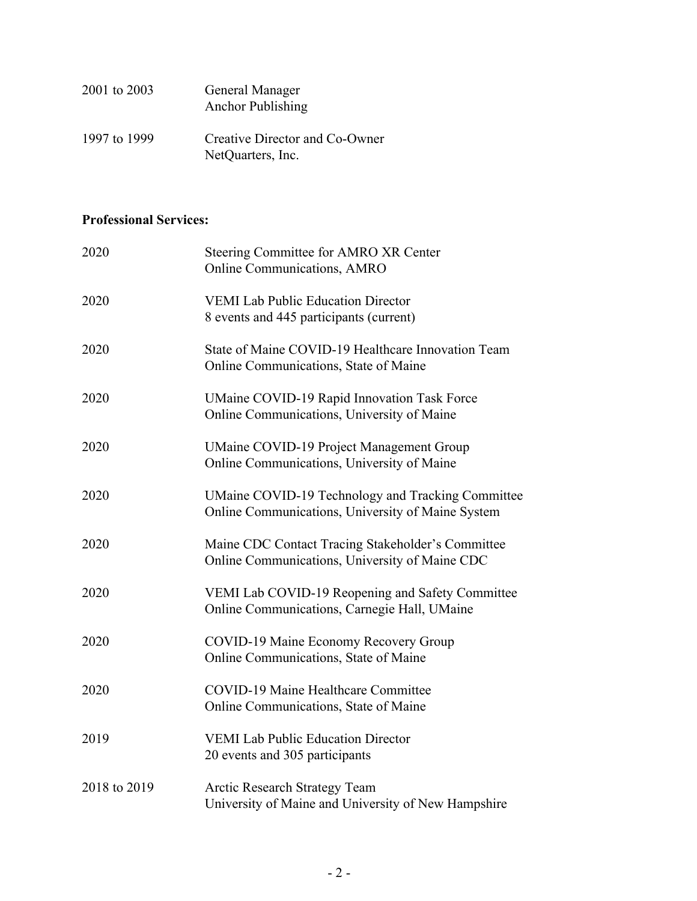2001 to 2003 General Manager
Anchor Publishing

1997 to 1999 Creative Director and Co-Owner
NetQuarters, Inc.

**Professional Services:**

2020 Steering Committee for AMRO XR Center
Online Communications, AMRO

2020 VEMI Lab Public Education Director
8 events and 445 participants (current)

2020 State of Maine COVID-19 Healthcare Innovation Team
Online Communications, State of Maine

2020 UMaine COVID-19 Rapid Innovation Task Force
Online Communications, University of Maine

2020 UMaine COVID-19 Project Management Group
Online Communications, University of Maine

2020 UMaine COVID-19 Technology and Tracking Committee
Online Communications, University of Maine System

2020 Maine CDC Contact Tracing Stakeholder's Committee
Online Communications, University of Maine CDC

2020 VEMI Lab COVID-19 Reopening and Safety Committee
Online Communications, Carnegie Hall, UMaine

2020 COVID-19 Maine Economy Recovery Group
Online Communications, State of Maine

2020 COVID-19 Maine Healthcare Committee
Online Communications, State of Maine

2019 VEMI Lab Public Education Director
20 events and 305 participants

2018 to 2019 Arctic Research Strategy Team
University of Maine and University of New Hampshire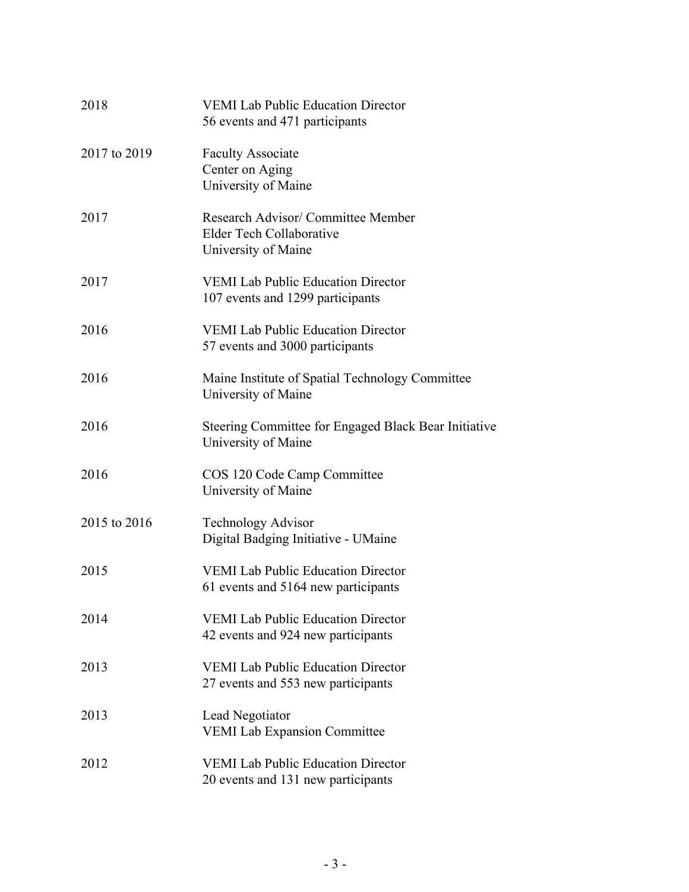| | |
|---|---|
| 2018 | VEMI Lab Public Education Director<br>56 events and 471 participants |
| 2017 to 2019 | Faculty Associate<br>Center on Aging<br>University of Maine |
| 2017 | Research Advisor/ Committee Member<br>Elder Tech Collaborative<br>University of Maine |
| 2017 | VEMI Lab Public Education Director<br>107 events and 1299 participants |
| 2016 | VEMI Lab Public Education Director<br>57 events and 3000 participants |
| 2016 | Maine Institute of Spatial Technology Committee<br>University of Maine |
| 2016 | Steering Committee for Engaged Black Bear Initiative<br>University of Maine |
| 2016 | COS 120 Code Camp Committee<br>University of Maine |
| 2015 to 2016 | Technology Advisor<br>Digital Badging Initiative - UMaine |
| 2015 | VEMI Lab Public Education Director<br>61 events and 5164 new participants |
| 2014 | VEMI Lab Public Education Director<br>42 events and 924 new participants |
| 2013 | VEMI Lab Public Education Director<br>27 events and 553 new participants |
| 2013 | Lead Negotiator<br>VEMI Lab Expansion Committee |
| 2012 | VEMI Lab Public Education Director<br>20 events and 131 new participants |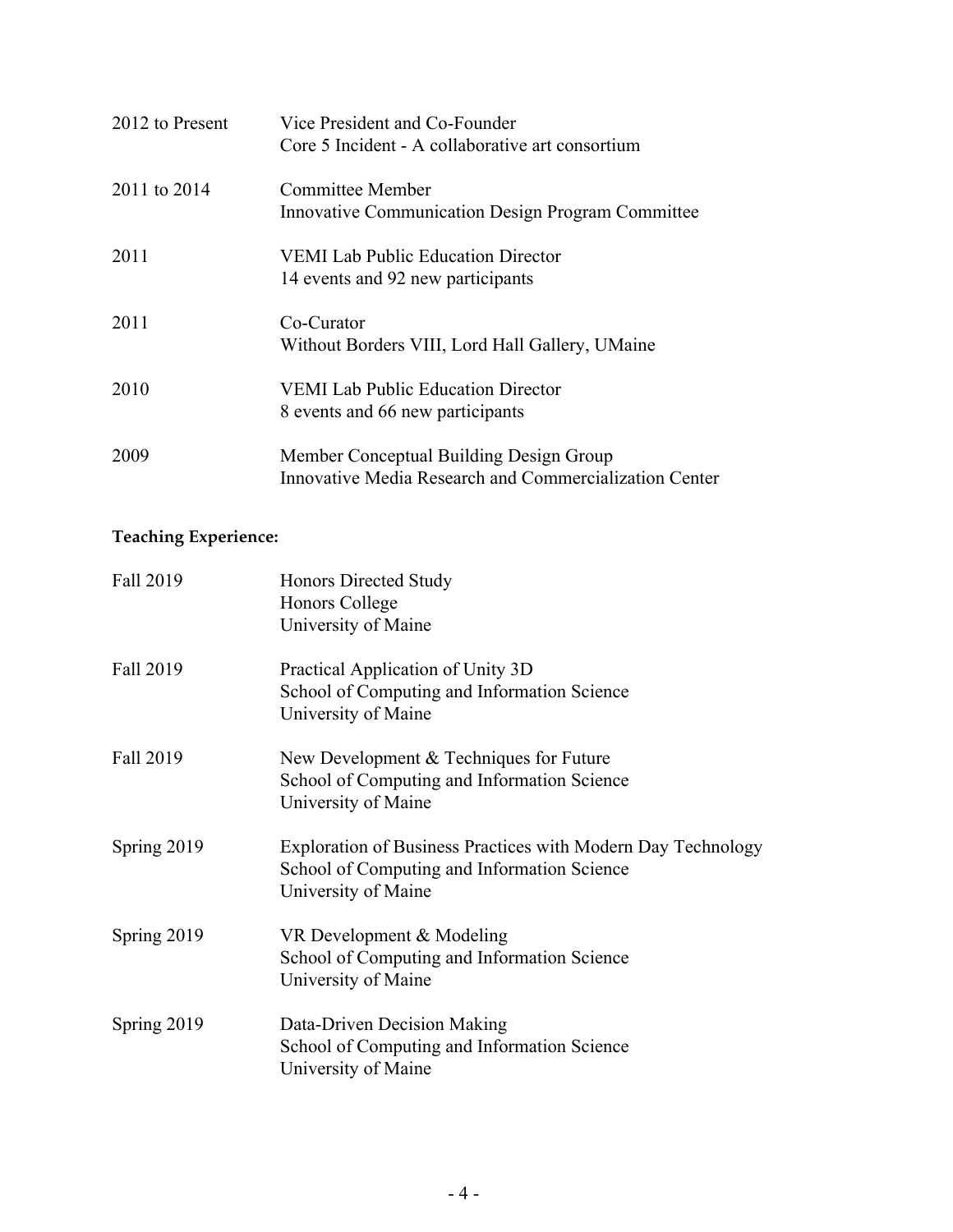| | |
|---|---|
| 2012 to Present | Vice President and Co-Founder<br>Core 5 Incident - A collaborative art consortium |
| 2011 to 2014 | Committee Member<br>Innovative Communication Design Program Committee |
| 2011 | VEMI Lab Public Education Director<br>14 events and 92 new participants |
| 2011 | Co-Curator<br>Without Borders VIII, Lord Hall Gallery, UMaine |
| 2010 | VEMI Lab Public Education Director<br>8 events and 66 new participants |
| 2009 | Member Conceptual Building Design Group<br>Innovative Media Research and Commercialization Center |

**Teaching Experience:**

| | |
|---|---|
| Fall 2019 | Honors Directed Study<br>Honors College<br>University of Maine |
| Fall 2019 | Practical Application of Unity 3D<br>School of Computing and Information Science<br>University of Maine |
| Fall 2019 | New Development & Techniques for Future<br>School of Computing and Information Science<br>University of Maine |
| Spring 2019 | Exploration of Business Practices with Modern Day Technology<br>School of Computing and Information Science<br>University of Maine |
| Spring 2019 | VR Development & Modeling<br>School of Computing and Information Science<br>University of Maine |
| Spring 2019 | Data-Driven Decision Making<br>School of Computing and Information Science<br>University of Maine |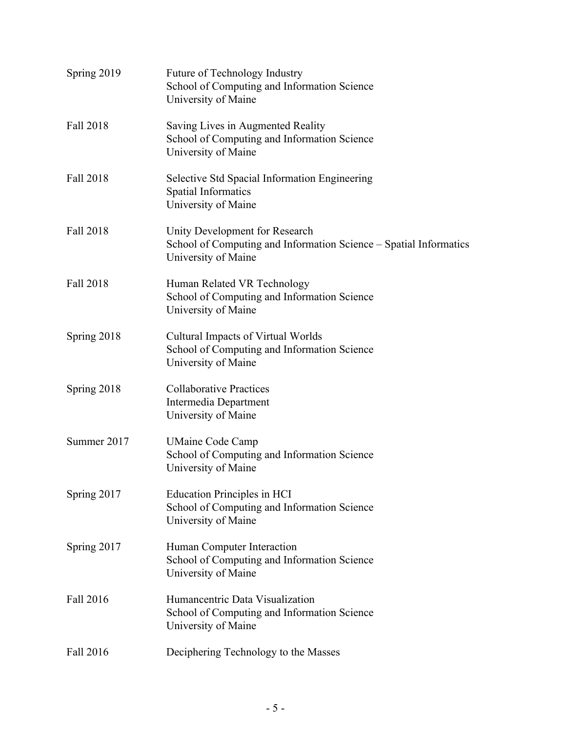Spring 2019 Future of Technology Industry
School of Computing and Information Science
University of Maine

Fall 2018 Saving Lives in Augmented Reality
School of Computing and Information Science
University of Maine

Fall 2018 Selective Std Spacial Information Engineering
Spatial Informatics
University of Maine

Fall 2018 Unity Development for Research
School of Computing and Information Science – Spatial Informatics
University of Maine

Fall 2018 Human Related VR Technology
School of Computing and Information Science
University of Maine

Spring 2018 Cultural Impacts of Virtual Worlds
School of Computing and Information Science
University of Maine

Spring 2018 Collaborative Practices
Intermedia Department
University of Maine

Summer 2017 UMaine Code Camp
School of Computing and Information Science
University of Maine

Spring 2017 Education Principles in HCI
School of Computing and Information Science
University of Maine

Spring 2017 Human Computer Interaction
School of Computing and Information Science
University of Maine

Fall 2016 Humancentric Data Visualization
School of Computing and Information Science
University of Maine

Fall 2016 Deciphering Technology to the Masses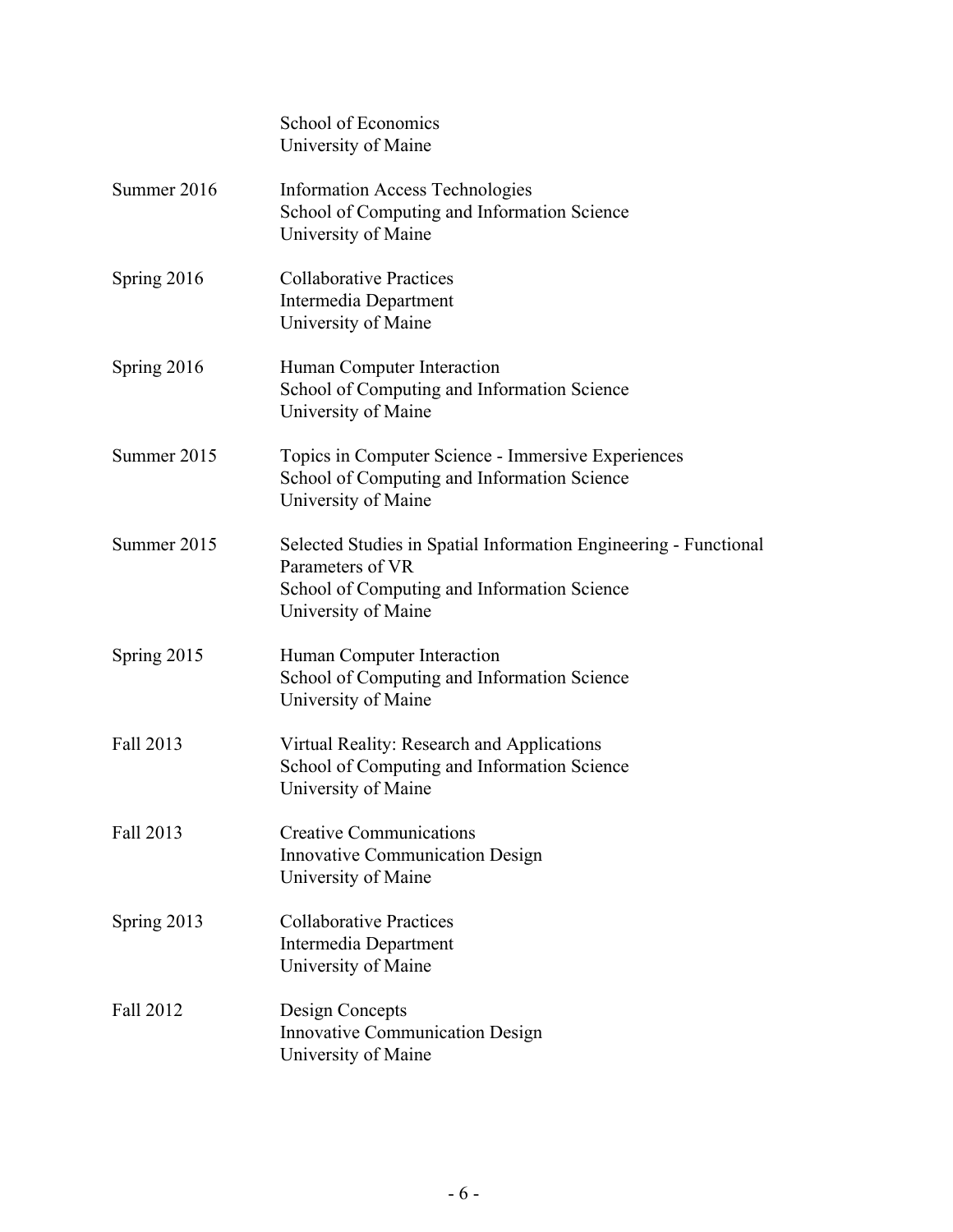School of Economics
University of Maine

Summer 2016 — Information Access Technologies
School of Computing and Information Science
University of Maine

Spring 2016 — Collaborative Practices
Intermedia Department
University of Maine

Spring 2016 — Human Computer Interaction
School of Computing and Information Science
University of Maine

Summer 2015 — Topics in Computer Science - Immersive Experiences
School of Computing and Information Science
University of Maine

Summer 2015 — Selected Studies in Spatial Information Engineering - Functional Parameters of VR
School of Computing and Information Science
University of Maine

Spring 2015 — Human Computer Interaction
School of Computing and Information Science
University of Maine

Fall 2013 — Virtual Reality: Research and Applications
School of Computing and Information Science
University of Maine

Fall 2013 — Creative Communications
Innovative Communication Design
University of Maine

Spring 2013 — Collaborative Practices
Intermedia Department
University of Maine

Fall 2012 — Design Concepts
Innovative Communication Design
University of Maine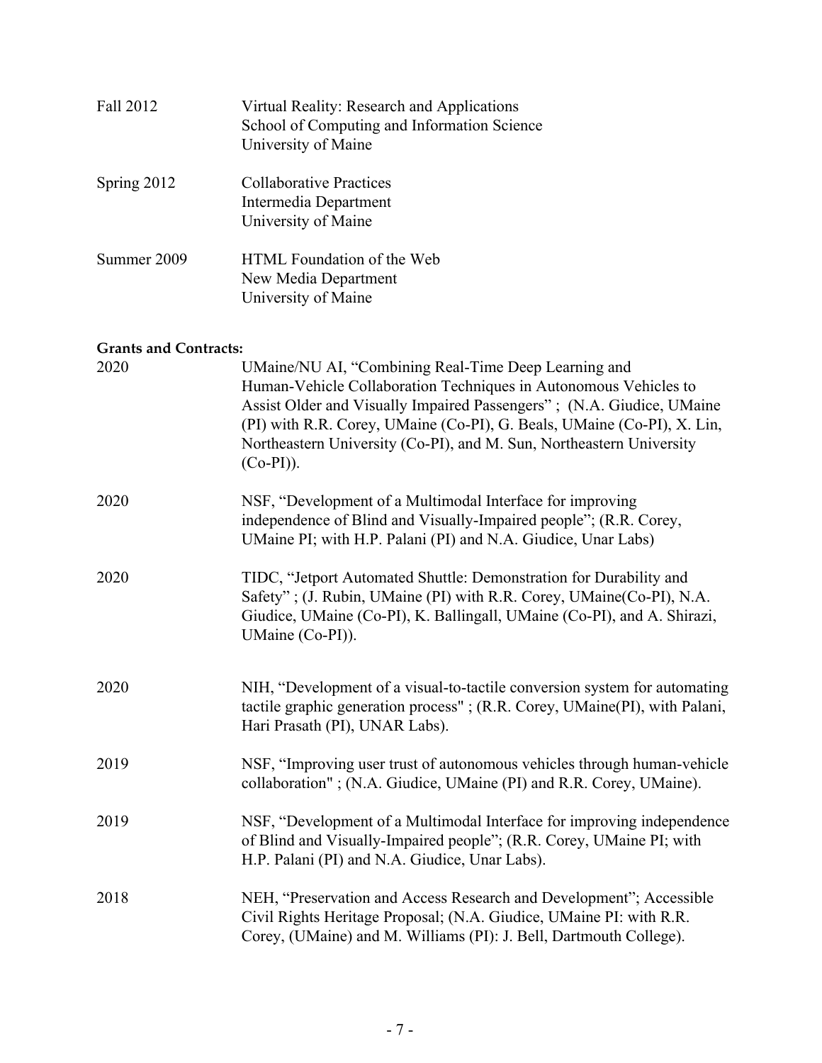Fall 2012 Virtual Reality: Research and Applications
School of Computing and Information Science
University of Maine

Spring 2012 Collaborative Practices
Intermedia Department
University of Maine

Summer 2009 HTML Foundation of the Web
New Media Department
University of Maine

**Grants and Contracts:**

2020 UMaine/NU AI, "Combining Real-Time Deep Learning and Human-Vehicle Collaboration Techniques in Autonomous Vehicles to Assist Older and Visually Impaired Passengers" ; (N.A. Giudice, UMaine (PI) with R.R. Corey, UMaine (Co-PI), G. Beals, UMaine (Co-PI), X. Lin, Northeastern University (Co-PI), and M. Sun, Northeastern University (Co-PI)).

2020 NSF, "Development of a Multimodal Interface for improving independence of Blind and Visually-Impaired people"; (R.R. Corey, UMaine PI; with H.P. Palani (PI) and N.A. Giudice, Unar Labs)

2020 TIDC, "Jetport Automated Shuttle: Demonstration for Durability and Safety" ; (J. Rubin, UMaine (PI) with R.R. Corey, UMaine(Co-PI), N.A. Giudice, UMaine (Co-PI), K. Ballingall, UMaine (Co-PI), and A. Shirazi, UMaine (Co-PI)).

2020 NIH, "Development of a visual-to-tactile conversion system for automating tactile graphic generation process" ; (R.R. Corey, UMaine(PI), with Palani, Hari Prasath (PI), UNAR Labs).

2019 NSF, "Improving user trust of autonomous vehicles through human-vehicle collaboration" ; (N.A. Giudice, UMaine (PI) and R.R. Corey, UMaine).

2019 NSF, "Development of a Multimodal Interface for improving independence of Blind and Visually-Impaired people"; (R.R. Corey, UMaine PI; with H.P. Palani (PI) and N.A. Giudice, Unar Labs).

2018 NEH, "Preservation and Access Research and Development"; Accessible Civil Rights Heritage Proposal; (N.A. Giudice, UMaine PI: with R.R. Corey, (UMaine) and M. Williams (PI): J. Bell, Dartmouth College).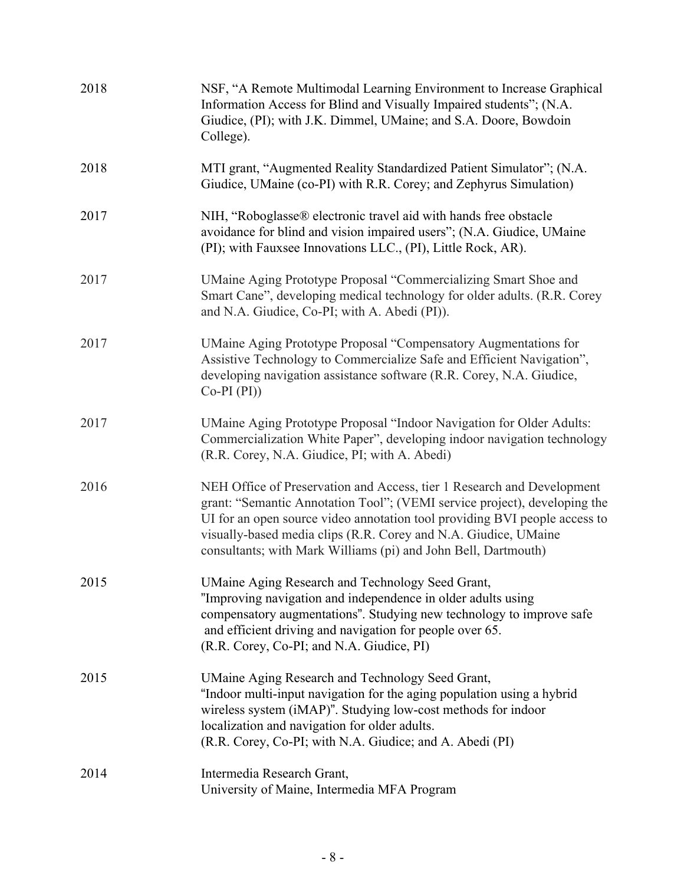2018 NSF, “A Remote Multimodal Learning Environment to Increase Graphical Information Access for Blind and Visually Impaired students”; (N.A. Giudice, (PI); with J.K. Dimmel, UMaine; and S.A. Doore, Bowdoin College).

2018 MTI grant, “Augmented Reality Standardized Patient Simulator”; (N.A. Giudice, UMaine (co-PI) with R.R. Corey; and Zephyrus Simulation)

2017 NIH, “Roboglasse® electronic travel aid with hands free obstacle avoidance for blind and vision impaired users”; (N.A. Giudice, UMaine (PI); with Fauxsee Innovations LLC., (PI), Little Rock, AR).

2017 UMaine Aging Prototype Proposal “Commercializing Smart Shoe and Smart Cane”, developing medical technology for older adults. (R.R. Corey and N.A. Giudice, Co-PI; with A. Abedi (PI)).

2017 UMaine Aging Prototype Proposal “Compensatory Augmentations for Assistive Technology to Commercialize Safe and Efficient Navigation”, developing navigation assistance software (R.R. Corey, N.A. Giudice, Co-PI (PI))

2017 UMaine Aging Prototype Proposal “Indoor Navigation for Older Adults: Commercialization White Paper”, developing indoor navigation technology (R.R. Corey, N.A. Giudice, PI; with A. Abedi)

2016 NEH Office of Preservation and Access, tier 1 Research and Development grant: “Semantic Annotation Tool”; (VEMI service project), developing the UI for an open source video annotation tool providing BVI people access to visually-based media clips (R.R. Corey and N.A. Giudice, UMaine consultants; with Mark Williams (pi) and John Bell, Dartmouth)

2015 UMaine Aging Research and Technology Seed Grant, "Improving navigation and independence in older adults using compensatory augmentations". Studying new technology to improve safe and efficient driving and navigation for people over 65. (R.R. Corey, Co-PI; and N.A. Giudice, PI)

2015 UMaine Aging Research and Technology Seed Grant, “Indoor multi-input navigation for the aging population using a hybrid wireless system (iMAP)". Studying low-cost methods for indoor localization and navigation for older adults. (R.R. Corey, Co-PI; with N.A. Giudice; and A. Abedi (PI)

2014 Intermedia Research Grant, University of Maine, Intermedia MFA Program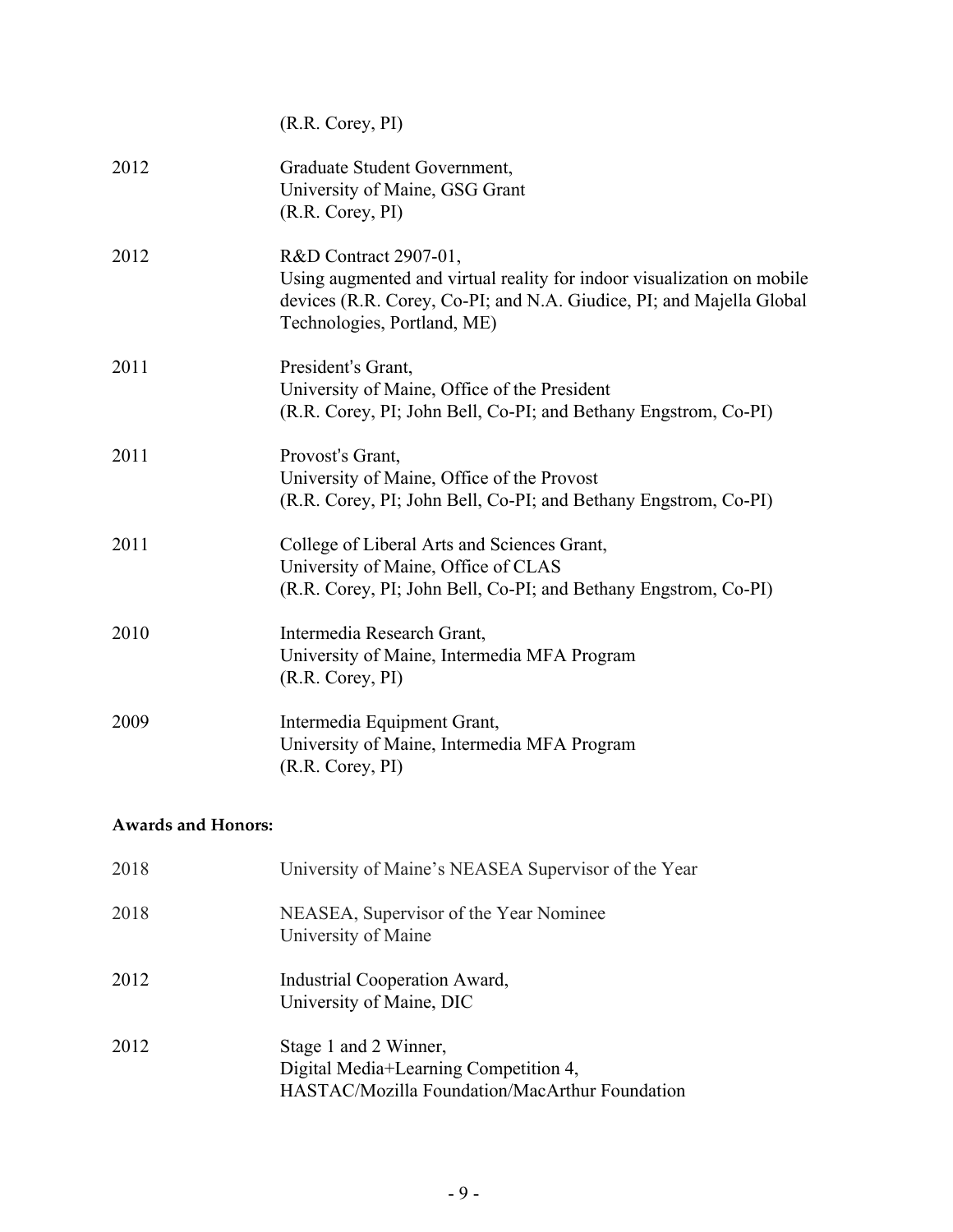(R.R. Corey, PI)

2012 — Graduate Student Government,
University of Maine, GSG Grant
(R.R. Corey, PI)

2012 — R&D Contract 2907-01,
Using augmented and virtual reality for indoor visualization on mobile devices (R.R. Corey, Co-PI; and N.A. Giudice, PI; and Majella Global Technologies, Portland, ME)

2011 — President's Grant,
University of Maine, Office of the President
(R.R. Corey, PI; John Bell, Co-PI; and Bethany Engstrom, Co-PI)

2011 — Provost's Grant,
University of Maine, Office of the Provost
(R.R. Corey, PI; John Bell, Co-PI; and Bethany Engstrom, Co-PI)

2011 — College of Liberal Arts and Sciences Grant,
University of Maine, Office of CLAS
(R.R. Corey, PI; John Bell, Co-PI; and Bethany Engstrom, Co-PI)

2010 — Intermedia Research Grant,
University of Maine, Intermedia MFA Program
(R.R. Corey, PI)

2009 — Intermedia Equipment Grant,
University of Maine, Intermedia MFA Program
(R.R. Corey, PI)

**Awards and Honors:**

2018 — University of Maine's NEASEA Supervisor of the Year

2018 — NEASEA, Supervisor of the Year Nominee
University of Maine

2012 — Industrial Cooperation Award,
University of Maine, DIC

2012 — Stage 1 and 2 Winner,
Digital Media+Learning Competition 4,
HASTAC/Mozilla Foundation/MacArthur Foundation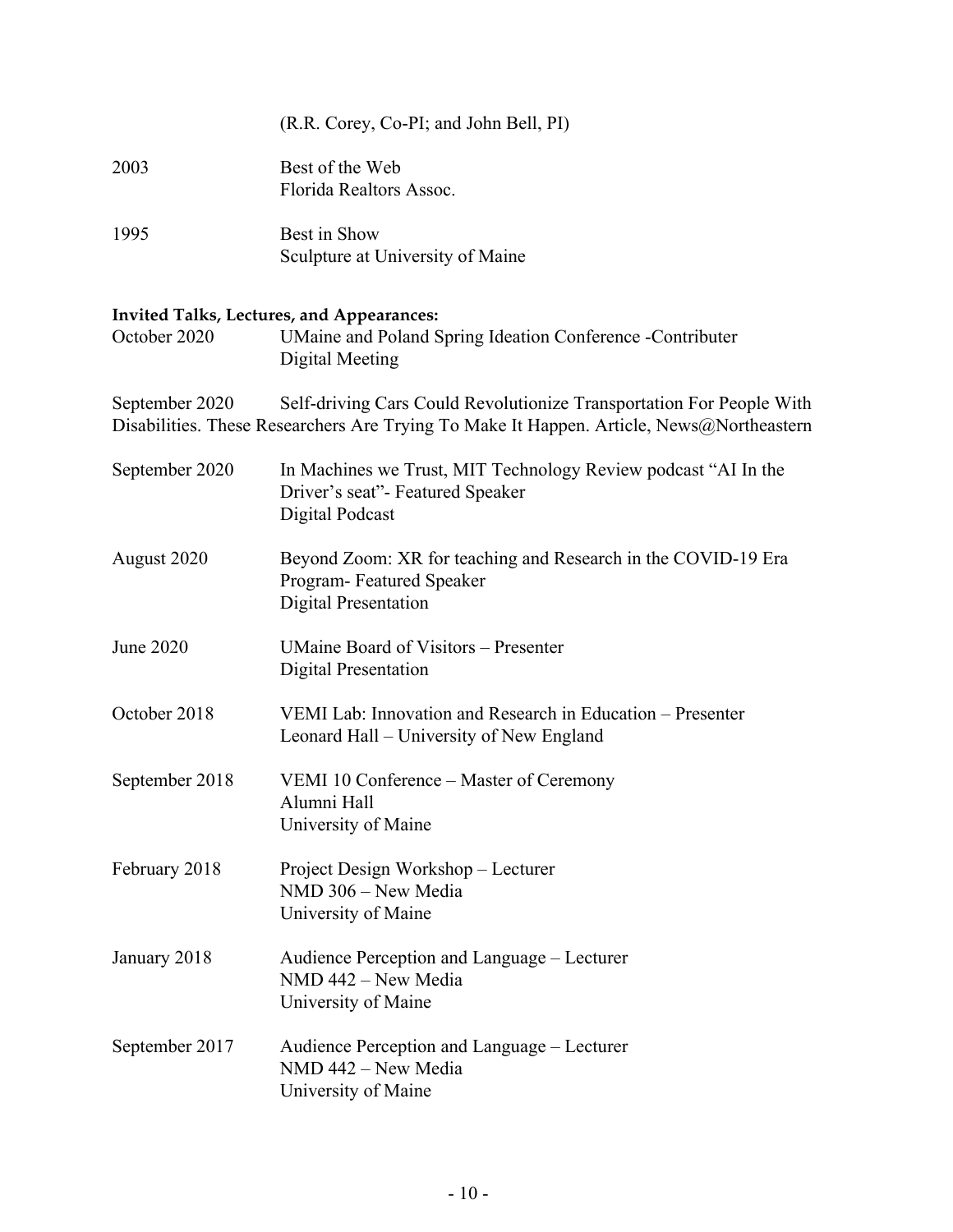(R.R. Corey, Co-PI; and John Bell, PI)

2003 Best of the Web
Florida Realtors Assoc.

1995 Best in Show
Sculpture at University of Maine

**Invited Talks, Lectures, and Appearances:**

October 2020 UMaine and Poland Spring Ideation Conference -Contributer
Digital Meeting

September 2020 Self-driving Cars Could Revolutionize Transportation For People With Disabilities. These Researchers Are Trying To Make It Happen. Article, News@Northeastern

September 2020 In Machines we Trust, MIT Technology Review podcast "AI In the Driver's seat"- Featured Speaker
Digital Podcast

August 2020 Beyond Zoom: XR for teaching and Research in the COVID-19 Era Program- Featured Speaker
Digital Presentation

June 2020 UMaine Board of Visitors – Presenter
Digital Presentation

October 2018 VEMI Lab: Innovation and Research in Education – Presenter
Leonard Hall – University of New England

September 2018 VEMI 10 Conference – Master of Ceremony
Alumni Hall
University of Maine

February 2018 Project Design Workshop – Lecturer
NMD 306 – New Media
University of Maine

January 2018 Audience Perception and Language – Lecturer
NMD 442 – New Media
University of Maine

September 2017 Audience Perception and Language – Lecturer
NMD 442 – New Media
University of Maine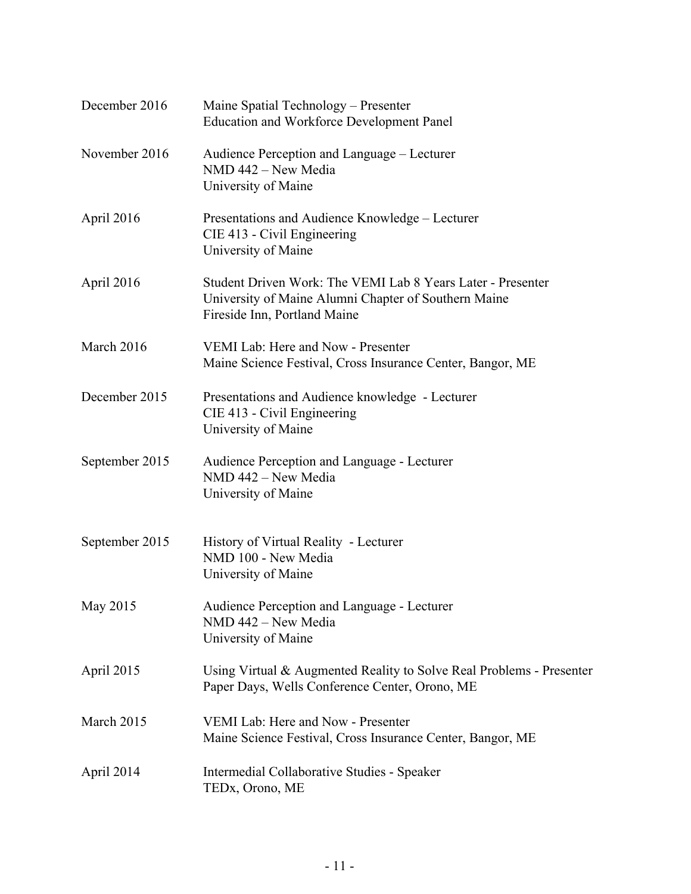December 2016 Maine Spatial Technology – Presenter
Education and Workforce Development Panel

November 2016 Audience Perception and Language – Lecturer
NMD 442 – New Media
University of Maine

April 2016 Presentations and Audience Knowledge – Lecturer
CIE 413 - Civil Engineering
University of Maine

April 2016 Student Driven Work: The VEMI Lab 8 Years Later - Presenter
University of Maine Alumni Chapter of Southern Maine
Fireside Inn, Portland Maine

March 2016 VEMI Lab: Here and Now - Presenter
Maine Science Festival, Cross Insurance Center, Bangor, ME

December 2015 Presentations and Audience knowledge - Lecturer
CIE 413 - Civil Engineering
University of Maine

September 2015 Audience Perception and Language - Lecturer
NMD 442 – New Media
University of Maine

September 2015 History of Virtual Reality - Lecturer
NMD 100 - New Media
University of Maine

May 2015 Audience Perception and Language - Lecturer
NMD 442 – New Media
University of Maine

April 2015 Using Virtual & Augmented Reality to Solve Real Problems - Presenter
Paper Days, Wells Conference Center, Orono, ME

March 2015 VEMI Lab: Here and Now - Presenter
Maine Science Festival, Cross Insurance Center, Bangor, ME

April 2014 Intermedial Collaborative Studies - Speaker
TEDx, Orono, ME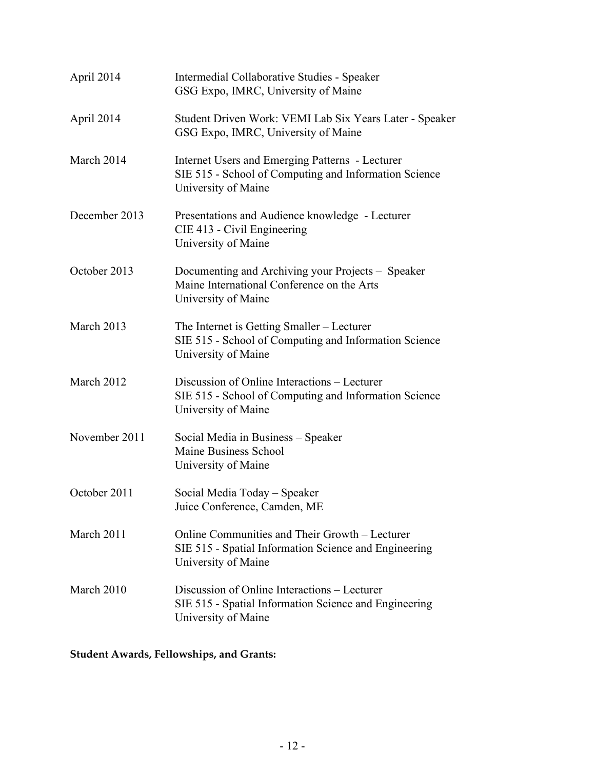| | |
|---|---|
| April 2014 | Intermedial Collaborative Studies - Speaker<br>GSG Expo, IMRC, University of Maine |
| April 2014 | Student Driven Work: VEMI Lab Six Years Later - Speaker<br>GSG Expo, IMRC, University of Maine |
| March 2014 | Internet Users and Emerging Patterns - Lecturer<br>SIE 515 - School of Computing and Information Science<br>University of Maine |
| December 2013 | Presentations and Audience knowledge - Lecturer<br>CIE 413 - Civil Engineering<br>University of Maine |
| October 2013 | Documenting and Archiving your Projects – Speaker<br>Maine International Conference on the Arts<br>University of Maine |
| March 2013 | The Internet is Getting Smaller – Lecturer<br>SIE 515 - School of Computing and Information Science<br>University of Maine |
| March 2012 | Discussion of Online Interactions – Lecturer<br>SIE 515 - School of Computing and Information Science<br>University of Maine |
| November 2011 | Social Media in Business – Speaker<br>Maine Business School<br>University of Maine |
| October 2011 | Social Media Today – Speaker<br>Juice Conference, Camden, ME |
| March 2011 | Online Communities and Their Growth – Lecturer<br>SIE 515 - Spatial Information Science and Engineering<br>University of Maine |
| March 2010 | Discussion of Online Interactions – Lecturer<br>SIE 515 - Spatial Information Science and Engineering<br>University of Maine |

**Student Awards, Fellowships, and Grants:**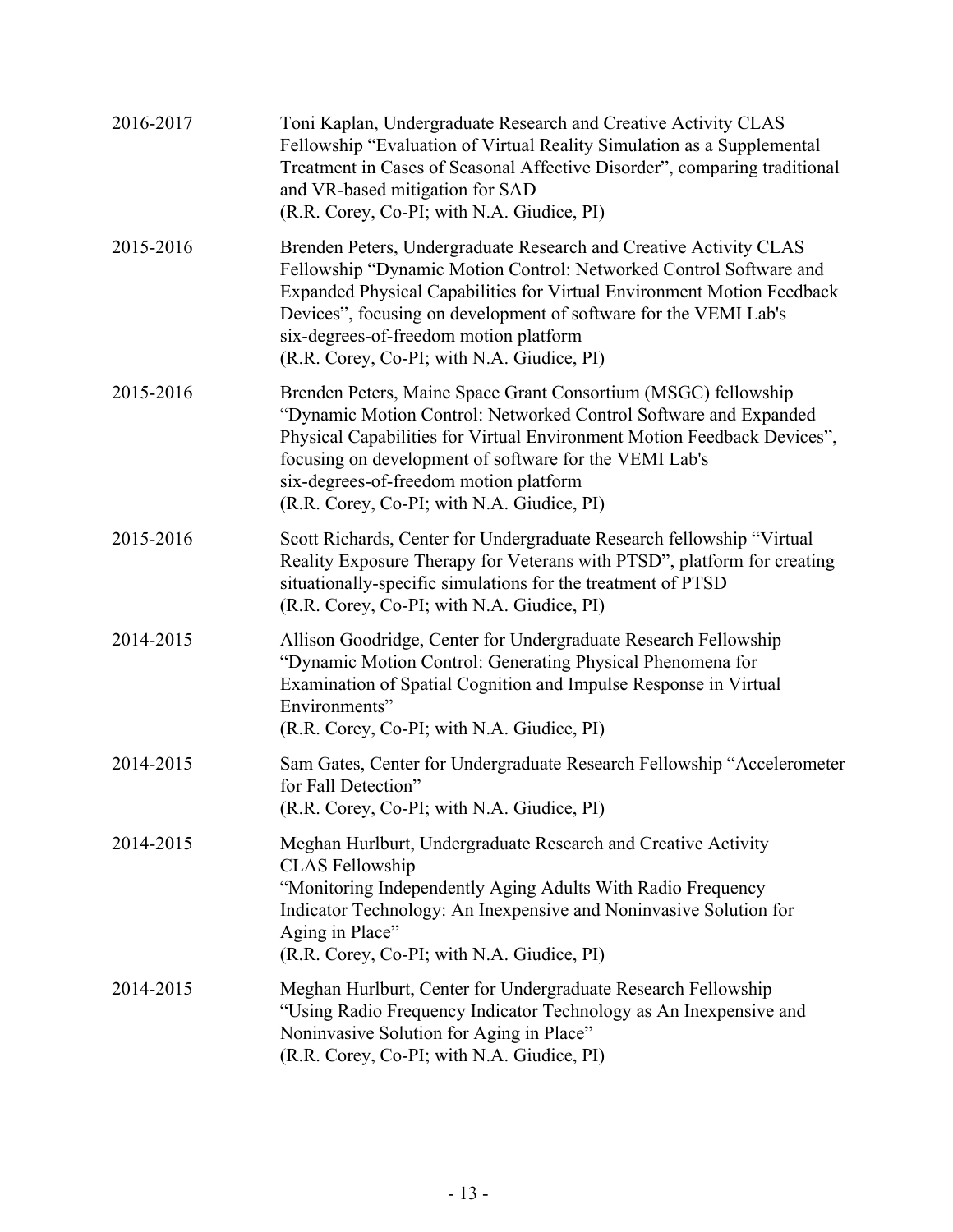2016-2017 Toni Kaplan, Undergraduate Research and Creative Activity CLAS Fellowship "Evaluation of Virtual Reality Simulation as a Supplemental Treatment in Cases of Seasonal Affective Disorder", comparing traditional and VR-based mitigation for SAD
(R.R. Corey, Co-PI; with N.A. Giudice, PI)

2015-2016 Brenden Peters, Undergraduate Research and Creative Activity CLAS Fellowship "Dynamic Motion Control: Networked Control Software and Expanded Physical Capabilities for Virtual Environment Motion Feedback Devices", focusing on development of software for the VEMI Lab's six-degrees-of-freedom motion platform
(R.R. Corey, Co-PI; with N.A. Giudice, PI)

2015-2016 Brenden Peters, Maine Space Grant Consortium (MSGC) fellowship "Dynamic Motion Control: Networked Control Software and Expanded Physical Capabilities for Virtual Environment Motion Feedback Devices", focusing on development of software for the VEMI Lab's six-degrees-of-freedom motion platform
(R.R. Corey, Co-PI; with N.A. Giudice, PI)

2015-2016 Scott Richards, Center for Undergraduate Research fellowship "Virtual Reality Exposure Therapy for Veterans with PTSD", platform for creating situationally-specific simulations for the treatment of PTSD
(R.R. Corey, Co-PI; with N.A. Giudice, PI)

2014-2015 Allison Goodridge, Center for Undergraduate Research Fellowship "Dynamic Motion Control: Generating Physical Phenomena for Examination of Spatial Cognition and Impulse Response in Virtual Environments"
(R.R. Corey, Co-PI; with N.A. Giudice, PI)

2014-2015 Sam Gates, Center for Undergraduate Research Fellowship "Accelerometer for Fall Detection"
(R.R. Corey, Co-PI; with N.A. Giudice, PI)

2014-2015 Meghan Hurlburt, Undergraduate Research and Creative Activity CLAS Fellowship
"Monitoring Independently Aging Adults With Radio Frequency Indicator Technology: An Inexpensive and Noninvasive Solution for Aging in Place"
(R.R. Corey, Co-PI; with N.A. Giudice, PI)

2014-2015 Meghan Hurlburt, Center for Undergraduate Research Fellowship "Using Radio Frequency Indicator Technology as An Inexpensive and Noninvasive Solution for Aging in Place"
(R.R. Corey, Co-PI; with N.A. Giudice, PI)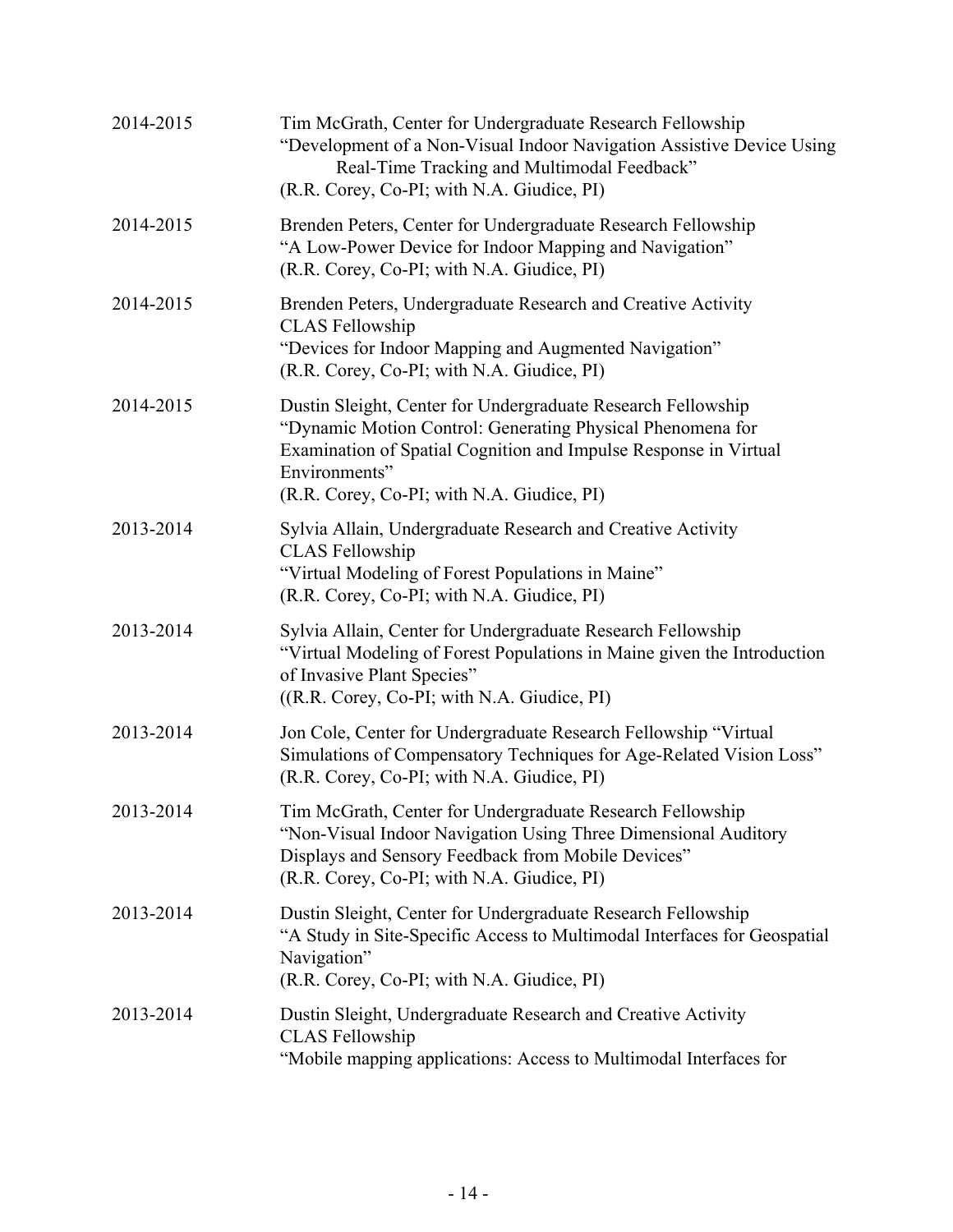2014-2015 Tim McGrath, Center for Undergraduate Research Fellowship
"Development of a Non-Visual Indoor Navigation Assistive Device Using Real-Time Tracking and Multimodal Feedback"
(R.R. Corey, Co-PI; with N.A. Giudice, PI)

2014-2015 Brenden Peters, Center for Undergraduate Research Fellowship
"A Low-Power Device for Indoor Mapping and Navigation"
(R.R. Corey, Co-PI; with N.A. Giudice, PI)

2014-2015 Brenden Peters, Undergraduate Research and Creative Activity CLAS Fellowship
"Devices for Indoor Mapping and Augmented Navigation"
(R.R. Corey, Co-PI; with N.A. Giudice, PI)

2014-2015 Dustin Sleight, Center for Undergraduate Research Fellowship
"Dynamic Motion Control: Generating Physical Phenomena for Examination of Spatial Cognition and Impulse Response in Virtual Environments"
(R.R. Corey, Co-PI; with N.A. Giudice, PI)

2013-2014 Sylvia Allain, Undergraduate Research and Creative Activity CLAS Fellowship
"Virtual Modeling of Forest Populations in Maine"
(R.R. Corey, Co-PI; with N.A. Giudice, PI)

2013-2014 Sylvia Allain, Center for Undergraduate Research Fellowship
"Virtual Modeling of Forest Populations in Maine given the Introduction of Invasive Plant Species"
((R.R. Corey, Co-PI; with N.A. Giudice, PI)

2013-2014 Jon Cole, Center for Undergraduate Research Fellowship "Virtual Simulations of Compensatory Techniques for Age-Related Vision Loss"
(R.R. Corey, Co-PI; with N.A. Giudice, PI)

2013-2014 Tim McGrath, Center for Undergraduate Research Fellowship
"Non-Visual Indoor Navigation Using Three Dimensional Auditory Displays and Sensory Feedback from Mobile Devices"
(R.R. Corey, Co-PI; with N.A. Giudice, PI)

2013-2014 Dustin Sleight, Center for Undergraduate Research Fellowship
"A Study in Site-Specific Access to Multimodal Interfaces for Geospatial Navigation"
(R.R. Corey, Co-PI; with N.A. Giudice, PI)

2013-2014 Dustin Sleight, Undergraduate Research and Creative Activity CLAS Fellowship
"Mobile mapping applications: Access to Multimodal Interfaces for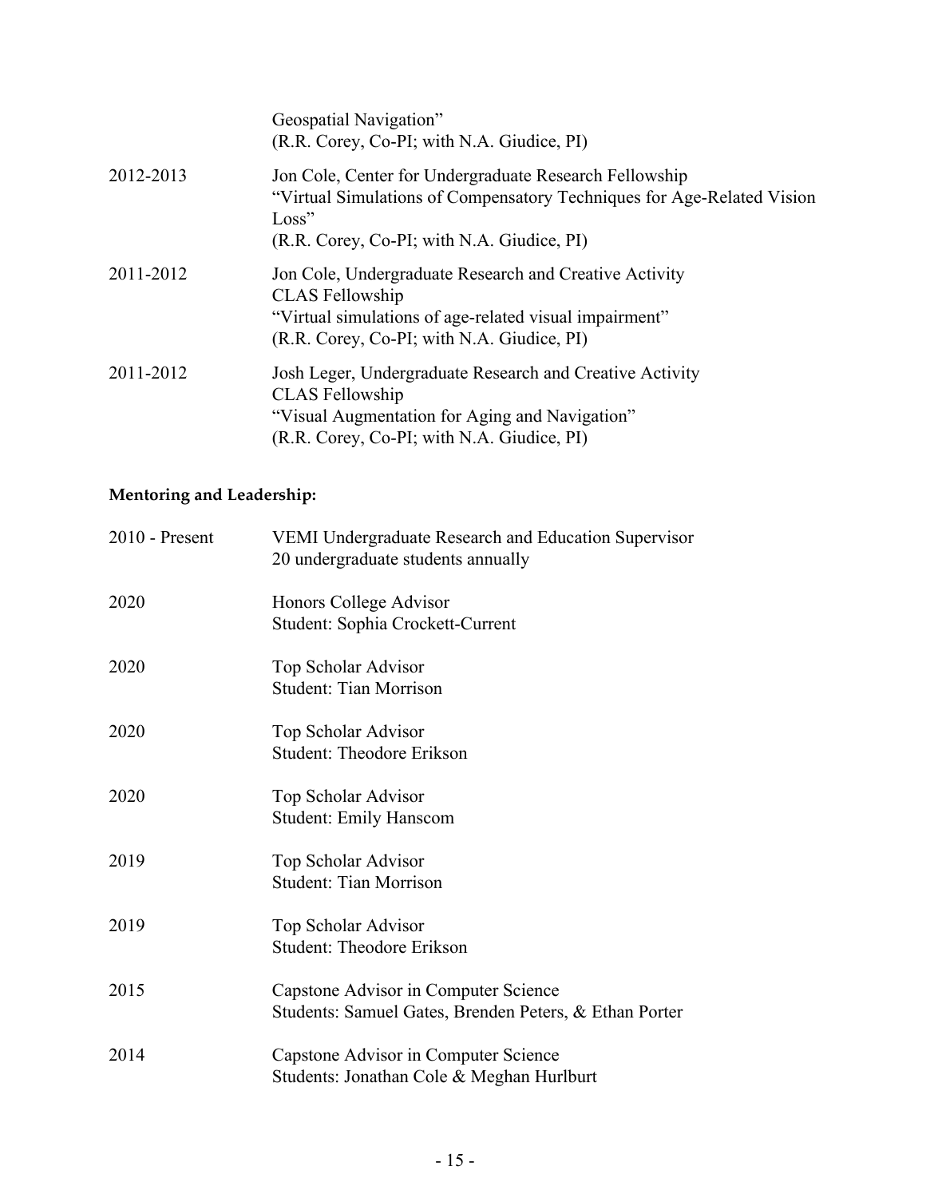Geospatial Navigation"
(R.R. Corey, Co-PI; with N.A. Giudice, PI)

2012-2013 Jon Cole, Center for Undergraduate Research Fellowship
"Virtual Simulations of Compensatory Techniques for Age-Related Vision Loss"
(R.R. Corey, Co-PI; with N.A. Giudice, PI)

2011-2012 Jon Cole, Undergraduate Research and Creative Activity
CLAS Fellowship
"Virtual simulations of age-related visual impairment"
(R.R. Corey, Co-PI; with N.A. Giudice, PI)

2011-2012 Josh Leger, Undergraduate Research and Creative Activity
CLAS Fellowship
"Visual Augmentation for Aging and Navigation"
(R.R. Corey, Co-PI; with N.A. Giudice, PI)

**Mentoring and Leadership:**

2010 - Present VEMI Undergraduate Research and Education Supervisor
20 undergraduate students annually

2020 Honors College Advisor
Student: Sophia Crockett-Current

2020 Top Scholar Advisor
Student: Tian Morrison

2020 Top Scholar Advisor
Student: Theodore Erikson

2020 Top Scholar Advisor
Student: Emily Hanscom

2019 Top Scholar Advisor
Student: Tian Morrison

2019 Top Scholar Advisor
Student: Theodore Erikson

2015 Capstone Advisor in Computer Science
Students: Samuel Gates, Brenden Peters, & Ethan Porter

2014 Capstone Advisor in Computer Science
Students: Jonathan Cole & Meghan Hurlburt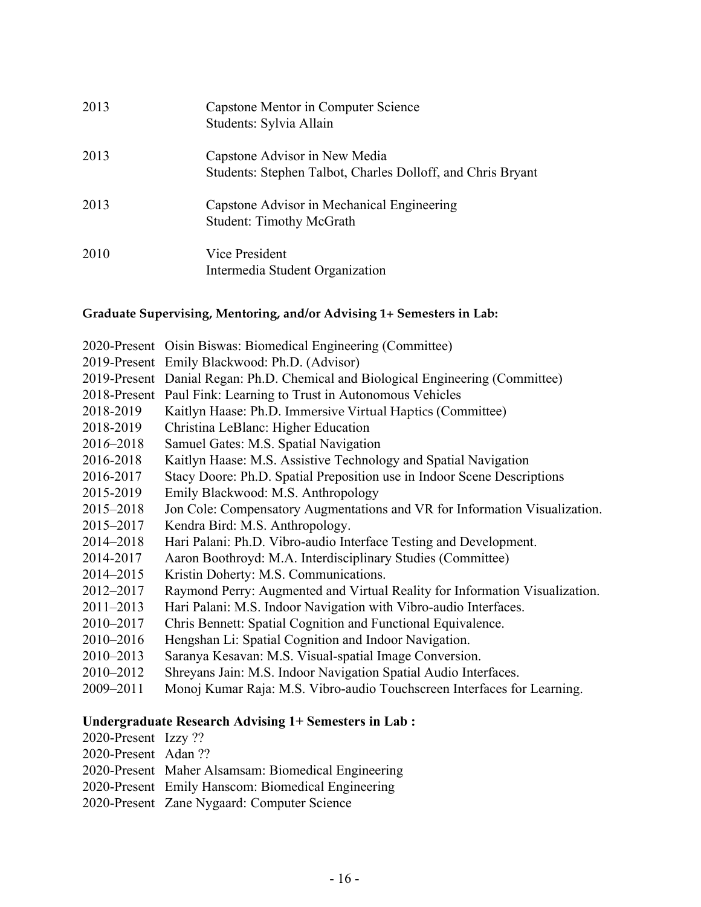2013 Capstone Mentor in Computer Science
Students: Sylvia Allain

2013 Capstone Advisor in New Media
Students: Stephen Talbot, Charles Dolloff, and Chris Bryant

2013 Capstone Advisor in Mechanical Engineering
Student: Timothy McGrath

2010 Vice President
Intermedia Student Organization

**Graduate Supervising, Mentoring, and/or Advising 1+ Semesters in Lab:**

2020-Present Oisin Biswas: Biomedical Engineering (Committee)
2019-Present Emily Blackwood: Ph.D. (Advisor)
2019-Present Danial Regan: Ph.D. Chemical and Biological Engineering (Committee)
2018-Present Paul Fink: Learning to Trust in Autonomous Vehicles
2018-2019 Kaitlyn Haase: Ph.D. Immersive Virtual Haptics (Committee)
2018-2019 Christina LeBlanc: Higher Education
2016–2018 Samuel Gates: M.S. Spatial Navigation
2016-2018 Kaitlyn Haase: M.S. Assistive Technology and Spatial Navigation
2016-2017 Stacy Doore: Ph.D. Spatial Preposition use in Indoor Scene Descriptions
2015-2019 Emily Blackwood: M.S. Anthropology
2015–2018 Jon Cole: Compensatory Augmentations and VR for Information Visualization.
2015–2017 Kendra Bird: M.S. Anthropology.
2014–2018 Hari Palani: Ph.D. Vibro-audio Interface Testing and Development.
2014-2017 Aaron Boothroyd: M.A. Interdisciplinary Studies (Committee)
2014–2015 Kristin Doherty: M.S. Communications.
2012–2017 Raymond Perry: Augmented and Virtual Reality for Information Visualization.
2011–2013 Hari Palani: M.S. Indoor Navigation with Vibro-audio Interfaces.
2010–2017 Chris Bennett: Spatial Cognition and Functional Equivalence.
2010–2016 Hengshan Li: Spatial Cognition and Indoor Navigation.
2010–2013 Saranya Kesavan: M.S. Visual-spatial Image Conversion.
2010–2012 Shreyans Jain: M.S. Indoor Navigation Spatial Audio Interfaces.
2009–2011 Monoj Kumar Raja: M.S. Vibro-audio Touchscreen Interfaces for Learning.

**Undergraduate Research Advising 1+ Semesters in Lab :**

2020-Present Izzy ??
2020-Present Adan ??
2020-Present Maher Alsamsam: Biomedical Engineering
2020-Present Emily Hanscom: Biomedical Engineering
2020-Present Zane Nygaard: Computer Science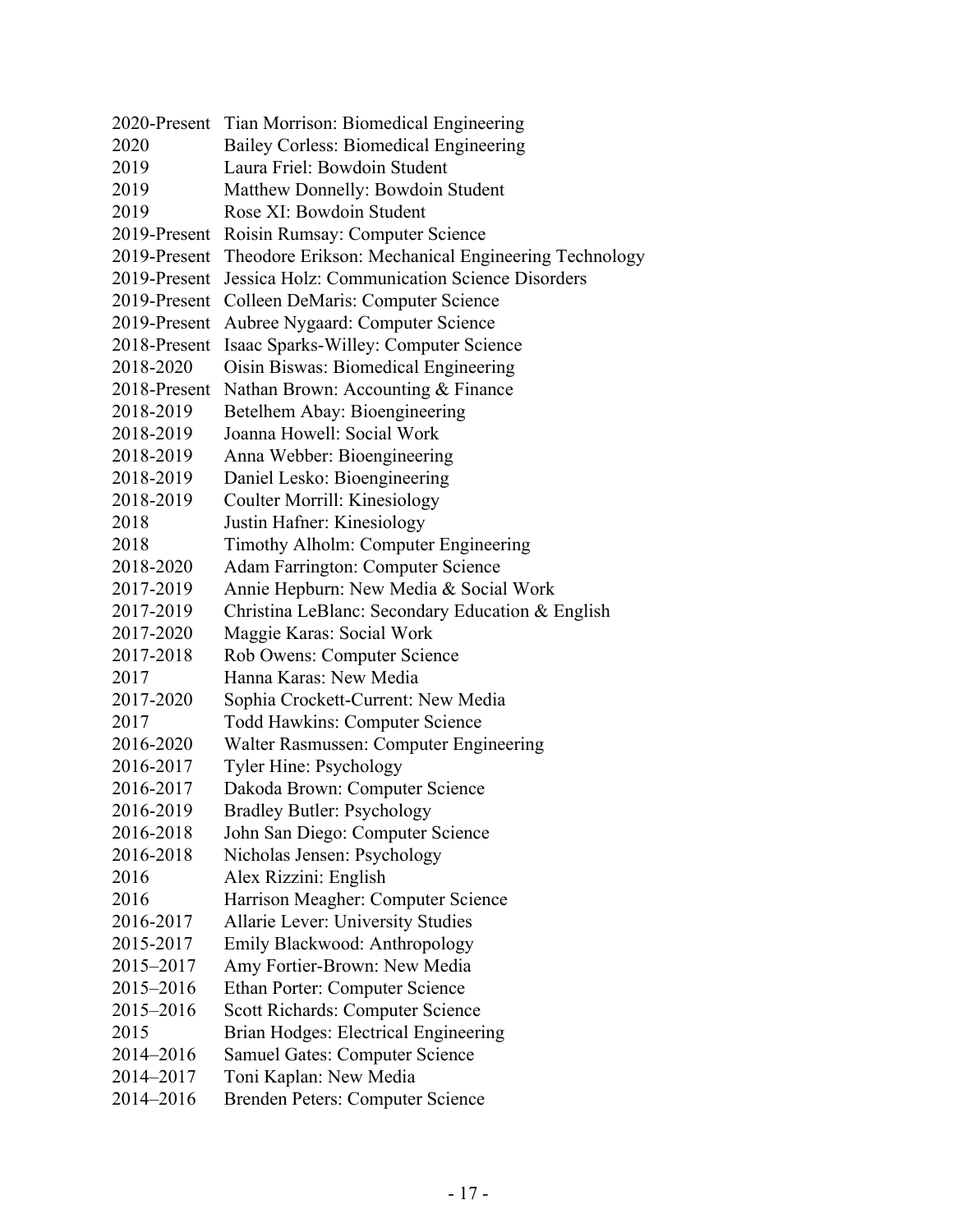2020-Present Tian Morrison: Biomedical Engineering
2020 Bailey Corless: Biomedical Engineering
2019 Laura Friel: Bowdoin Student
2019 Matthew Donnelly: Bowdoin Student
2019 Rose XI: Bowdoin Student
2019-Present Roisin Rumsay: Computer Science
2019-Present Theodore Erikson: Mechanical Engineering Technology
2019-Present Jessica Holz: Communication Science Disorders
2019-Present Colleen DeMaris: Computer Science
2019-Present Aubree Nygaard: Computer Science
2018-Present Isaac Sparks-Willey: Computer Science
2018-2020 Oisin Biswas: Biomedical Engineering
2018-Present Nathan Brown: Accounting & Finance
2018-2019 Betelhem Abay: Bioengineering
2018-2019 Joanna Howell: Social Work
2018-2019 Anna Webber: Bioengineering
2018-2019 Daniel Lesko: Bioengineering
2018-2019 Coulter Morrill: Kinesiology
2018 Justin Hafner: Kinesiology
2018 Timothy Alholm: Computer Engineering
2018-2020 Adam Farrington: Computer Science
2017-2019 Annie Hepburn: New Media & Social Work
2017-2019 Christina LeBlanc: Secondary Education & English
2017-2020 Maggie Karas: Social Work
2017-2018 Rob Owens: Computer Science
2017 Hanna Karas: New Media
2017-2020 Sophia Crockett-Current: New Media
2017 Todd Hawkins: Computer Science
2016-2020 Walter Rasmussen: Computer Engineering
2016-2017 Tyler Hine: Psychology
2016-2017 Dakoda Brown: Computer Science
2016-2019 Bradley Butler: Psychology
2016-2018 John San Diego: Computer Science
2016-2018 Nicholas Jensen: Psychology
2016 Alex Rizzini: English
2016 Harrison Meagher: Computer Science
2016-2017 Allarie Lever: University Studies
2015-2017 Emily Blackwood: Anthropology
2015–2017 Amy Fortier-Brown: New Media
2015–2016 Ethan Porter: Computer Science
2015–2016 Scott Richards: Computer Science
2015 Brian Hodges: Electrical Engineering
2014–2016 Samuel Gates: Computer Science
2014–2017 Toni Kaplan: New Media
2014–2016 Brenden Peters: Computer Science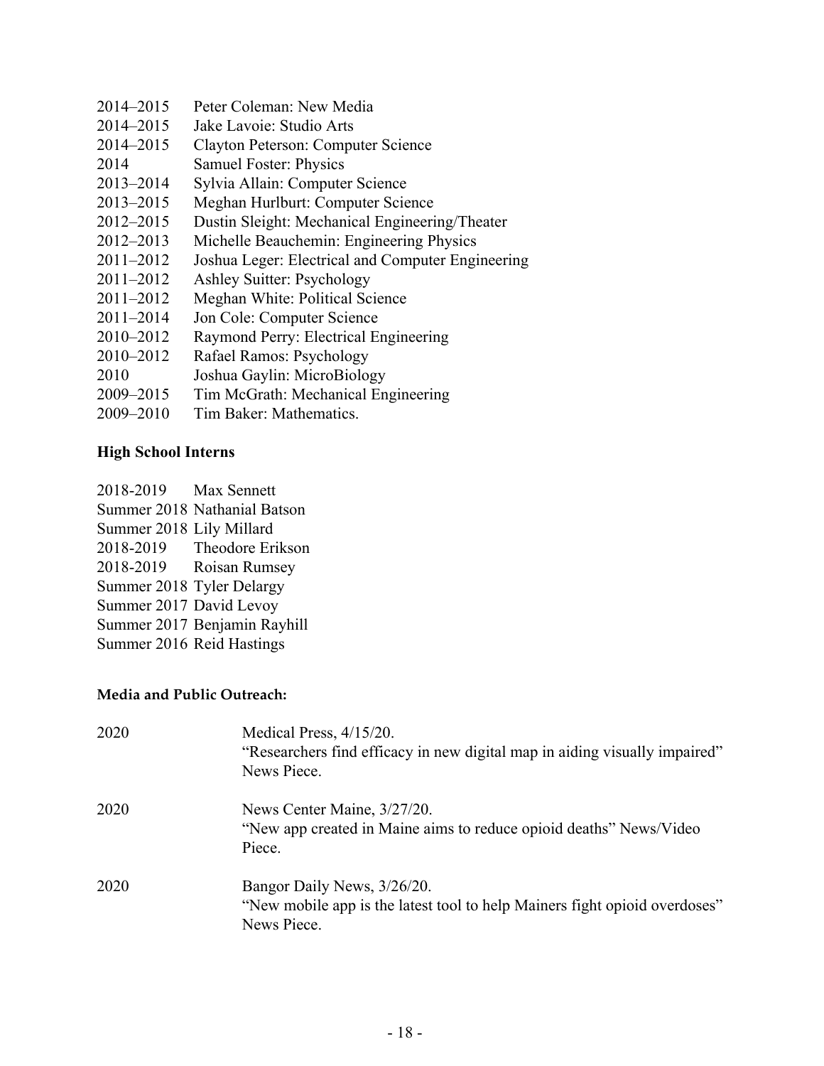2014–2015 Peter Coleman: New Media
2014–2015 Jake Lavoie: Studio Arts
2014–2015 Clayton Peterson: Computer Science
2014 Samuel Foster: Physics
2013–2014 Sylvia Allain: Computer Science
2013–2015 Meghan Hurlburt: Computer Science
2012–2015 Dustin Sleight: Mechanical Engineering/Theater
2012–2013 Michelle Beauchemin: Engineering Physics
2011–2012 Joshua Leger: Electrical and Computer Engineering
2011–2012 Ashley Suitter: Psychology
2011–2012 Meghan White: Political Science
2011–2014 Jon Cole: Computer Science
2010–2012 Raymond Perry: Electrical Engineering
2010–2012 Rafael Ramos: Psychology
2010 Joshua Gaylin: MicroBiology
2009–2015 Tim McGrath: Mechanical Engineering
2009–2010 Tim Baker: Mathematics.

**High School Interns**

2018-2019 Max Sennett
Summer 2018 Nathanial Batson
Summer 2018 Lily Millard
2018-2019 Theodore Erikson
2018-2019 Roisan Rumsey
Summer 2018 Tyler Delargy
Summer 2017 David Levoy
Summer 2017 Benjamin Rayhill
Summer 2016 Reid Hastings

**Media and Public Outreach:**

2020 Medical Press, 4/15/20.
"Researchers find efficacy in new digital map in aiding visually impaired" News Piece.

2020 News Center Maine, 3/27/20.
"New app created in Maine aims to reduce opioid deaths" News/Video Piece.

2020 Bangor Daily News, 3/26/20.
"New mobile app is the latest tool to help Mainers fight opioid overdoses" News Piece.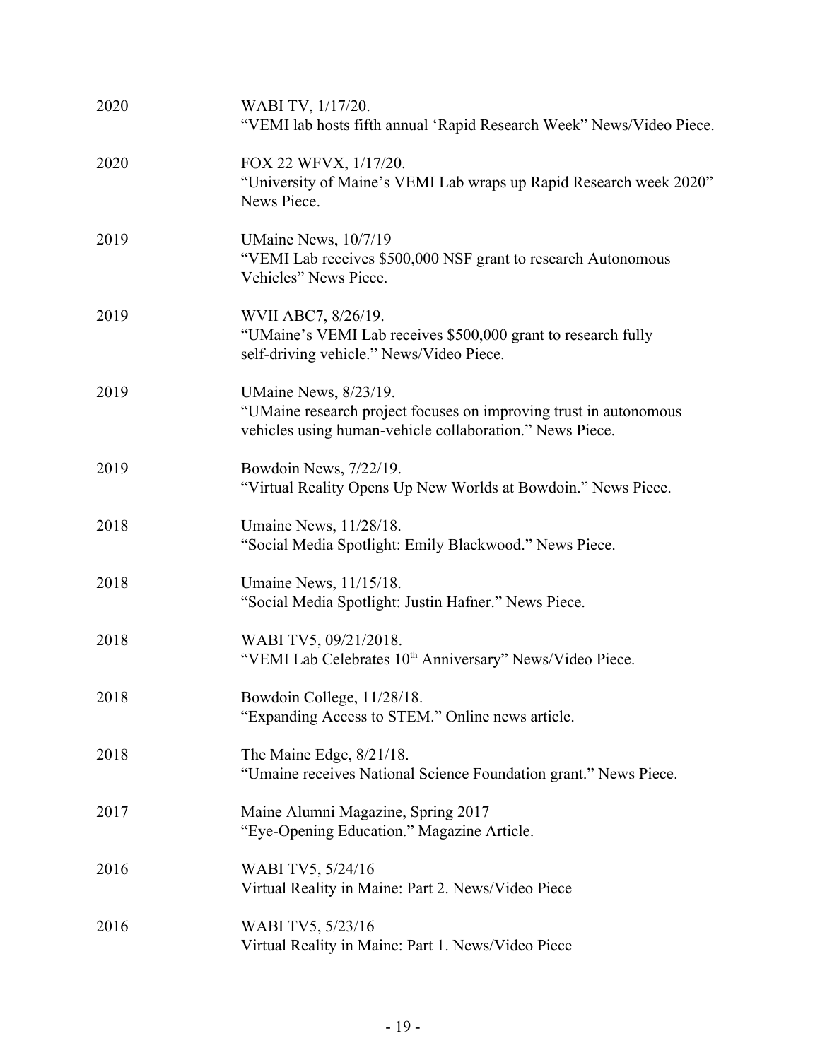2020 WABI TV, 1/17/20.
"VEMI lab hosts fifth annual 'Rapid Research Week" News/Video Piece.

2020 FOX 22 WFVX, 1/17/20.
"University of Maine's VEMI Lab wraps up Rapid Research week 2020" News Piece.

2019 UMaine News, 10/7/19
"VEMI Lab receives $500,000 NSF grant to research Autonomous Vehicles" News Piece.

2019 WVII ABC7, 8/26/19.
"UMaine's VEMI Lab receives $500,000 grant to research fully self-driving vehicle." News/Video Piece.

2019 UMaine News, 8/23/19.
"UMaine research project focuses on improving trust in autonomous vehicles using human-vehicle collaboration." News Piece.

2019 Bowdoin News, 7/22/19.
"Virtual Reality Opens Up New Worlds at Bowdoin." News Piece.

2018 Umaine News, 11/28/18.
"Social Media Spotlight: Emily Blackwood." News Piece.

2018 Umaine News, 11/15/18.
"Social Media Spotlight: Justin Hafner." News Piece.

2018 WABI TV5, 09/21/2018.
"VEMI Lab Celebrates 10th Anniversary" News/Video Piece.

2018 Bowdoin College, 11/28/18.
"Expanding Access to STEM." Online news article.

2018 The Maine Edge, 8/21/18.
"Umaine receives National Science Foundation grant." News Piece.

2017 Maine Alumni Magazine, Spring 2017
"Eye-Opening Education." Magazine Article.

2016 WABI TV5, 5/24/16
Virtual Reality in Maine: Part 2. News/Video Piece

2016 WABI TV5, 5/23/16
Virtual Reality in Maine: Part 1. News/Video Piece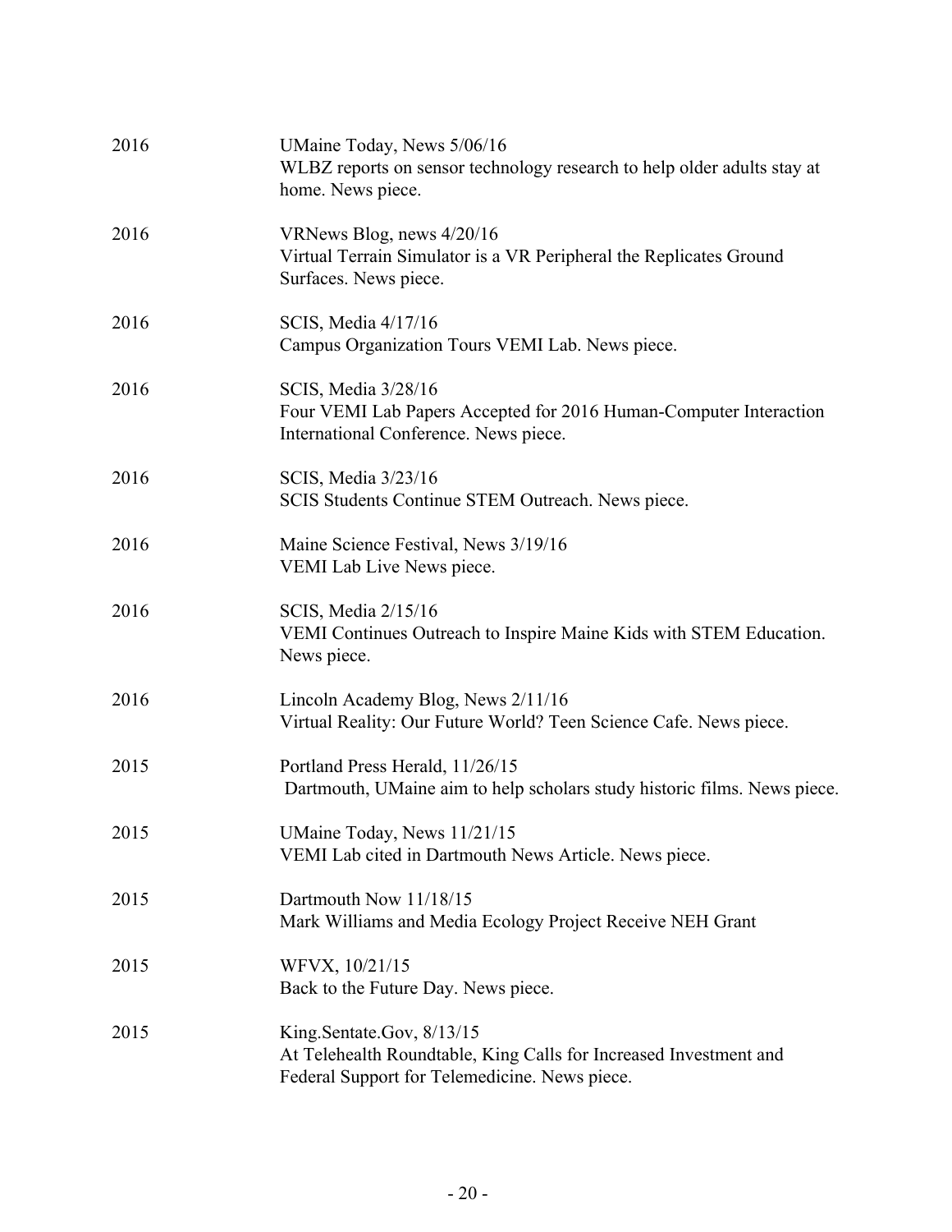| | |
|---|---|
| 2016 | UMaine Today, News 5/06/16<br>WLBZ reports on sensor technology research to help older adults stay at home. News piece. |
| 2016 | VRNews Blog, news 4/20/16<br>Virtual Terrain Simulator is a VR Peripheral the Replicates Ground Surfaces. News piece. |
| 2016 | SCIS, Media 4/17/16<br>Campus Organization Tours VEMI Lab. News piece. |
| 2016 | SCIS, Media 3/28/16<br>Four VEMI Lab Papers Accepted for 2016 Human-Computer Interaction International Conference. News piece. |
| 2016 | SCIS, Media 3/23/16<br>SCIS Students Continue STEM Outreach. News piece. |
| 2016 | Maine Science Festival, News 3/19/16<br>VEMI Lab Live News piece. |
| 2016 | SCIS, Media 2/15/16<br>VEMI Continues Outreach to Inspire Maine Kids with STEM Education. News piece. |
| 2016 | Lincoln Academy Blog, News 2/11/16<br>Virtual Reality: Our Future World? Teen Science Cafe. News piece. |
| 2015 | Portland Press Herald, 11/26/15<br>Dartmouth, UMaine aim to help scholars study historic films. News piece. |
| 2015 | UMaine Today, News 11/21/15<br>VEMI Lab cited in Dartmouth News Article. News piece. |
| 2015 | Dartmouth Now 11/18/15<br>Mark Williams and Media Ecology Project Receive NEH Grant |
| 2015 | WFVX, 10/21/15<br>Back to the Future Day. News piece. |
| 2015 | King.Sentate.Gov, 8/13/15<br>At Telehealth Roundtable, King Calls for Increased Investment and Federal Support for Telemedicine. News piece. |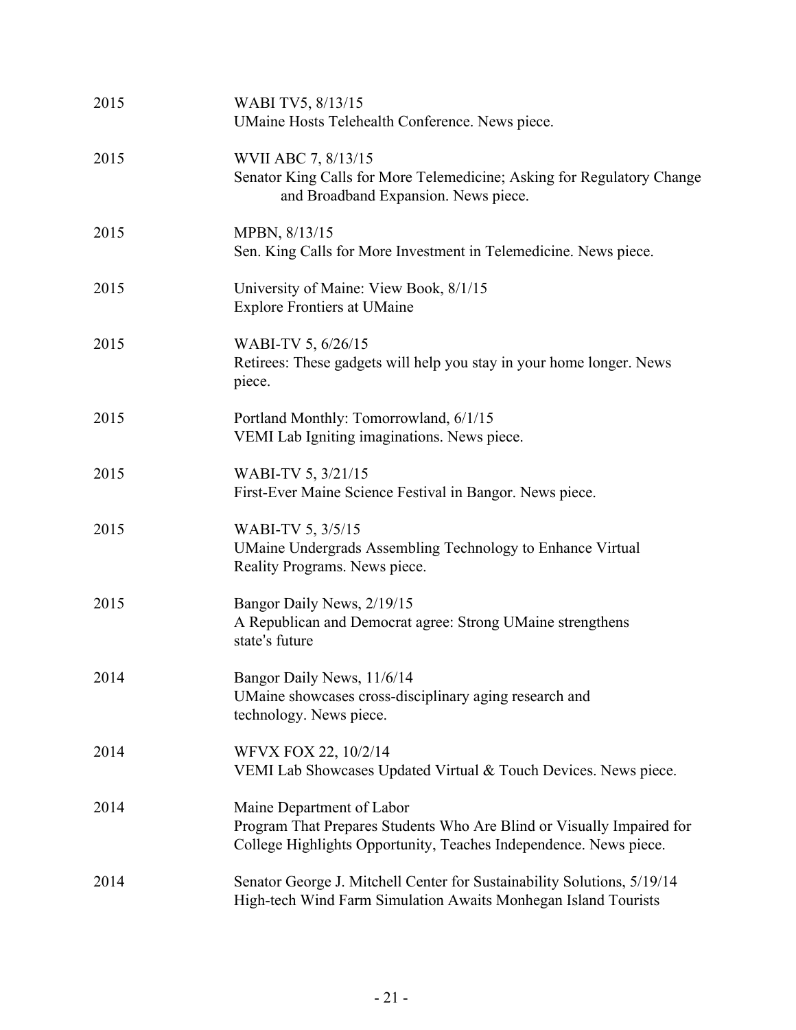2015 WABI TV5, 8/13/15
UMaine Hosts Telehealth Conference. News piece.

2015 WVII ABC 7, 8/13/15
Senator King Calls for More Telemedicine; Asking for Regulatory Change and Broadband Expansion. News piece.

2015 MPBN, 8/13/15
Sen. King Calls for More Investment in Telemedicine. News piece.

2015 University of Maine: View Book, 8/1/15
Explore Frontiers at UMaine

2015 WABI-TV 5, 6/26/15
Retirees: These gadgets will help you stay in your home longer. News piece.

2015 Portland Monthly: Tomorrowland, 6/1/15
VEMI Lab Igniting imaginations. News piece.

2015 WABI-TV 5, 3/21/15
First-Ever Maine Science Festival in Bangor. News piece.

2015 WABI-TV 5, 3/5/15
UMaine Undergrads Assembling Technology to Enhance Virtual Reality Programs. News piece.

2015 Bangor Daily News, 2/19/15
A Republican and Democrat agree: Strong UMaine strengthens state's future

2014 Bangor Daily News, 11/6/14
UMaine showcases cross-disciplinary aging research and technology. News piece.

2014 WFVX FOX 22, 10/2/14
VEMI Lab Showcases Updated Virtual & Touch Devices. News piece.

2014 Maine Department of Labor
Program That Prepares Students Who Are Blind or Visually Impaired for College Highlights Opportunity, Teaches Independence. News piece.

2014 Senator George J. Mitchell Center for Sustainability Solutions, 5/19/14
High-tech Wind Farm Simulation Awaits Monhegan Island Tourists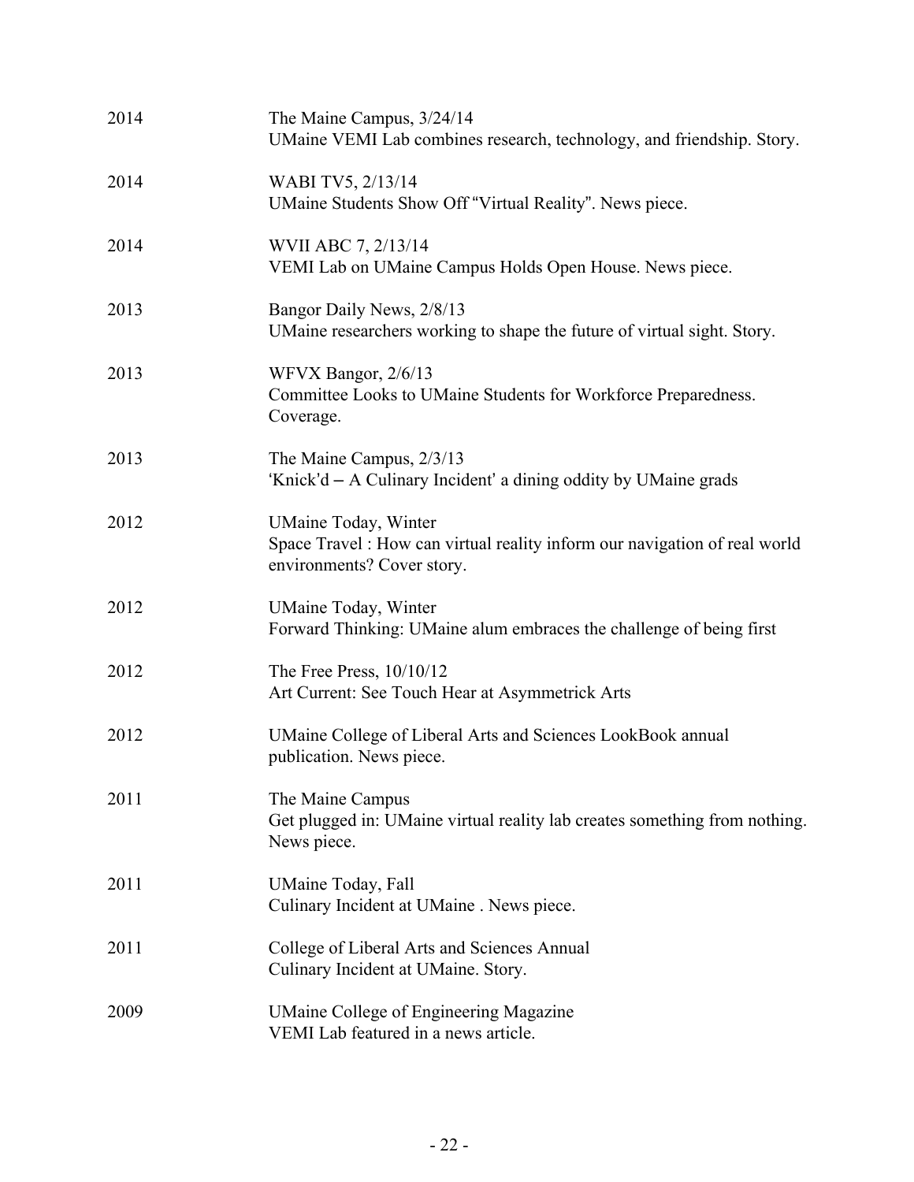2014 The Maine Campus, 3/24/14
UMaine VEMI Lab combines research, technology, and friendship. Story.

2014 WABI TV5, 2/13/14
UMaine Students Show Off "Virtual Reality". News piece.

2014 WVII ABC 7, 2/13/14
VEMI Lab on UMaine Campus Holds Open House. News piece.

2013 Bangor Daily News, 2/8/13
UMaine researchers working to shape the future of virtual sight. Story.

2013 WFVX Bangor, 2/6/13
Committee Looks to UMaine Students for Workforce Preparedness. Coverage.

2013 The Maine Campus, 2/3/13
'Knick'd – A Culinary Incident' a dining oddity by UMaine grads

2012 UMaine Today, Winter
Space Travel : How can virtual reality inform our navigation of real world environments? Cover story.

2012 UMaine Today, Winter
Forward Thinking: UMaine alum embraces the challenge of being first

2012 The Free Press, 10/10/12
Art Current: See Touch Hear at Asymmetrick Arts

2012 UMaine College of Liberal Arts and Sciences LookBook annual publication. News piece.

2011 The Maine Campus
Get plugged in: UMaine virtual reality lab creates something from nothing. News piece.

2011 UMaine Today, Fall
Culinary Incident at UMaine . News piece.

2011 College of Liberal Arts and Sciences Annual
Culinary Incident at UMaine. Story.

2009 UMaine College of Engineering Magazine
VEMI Lab featured in a news article.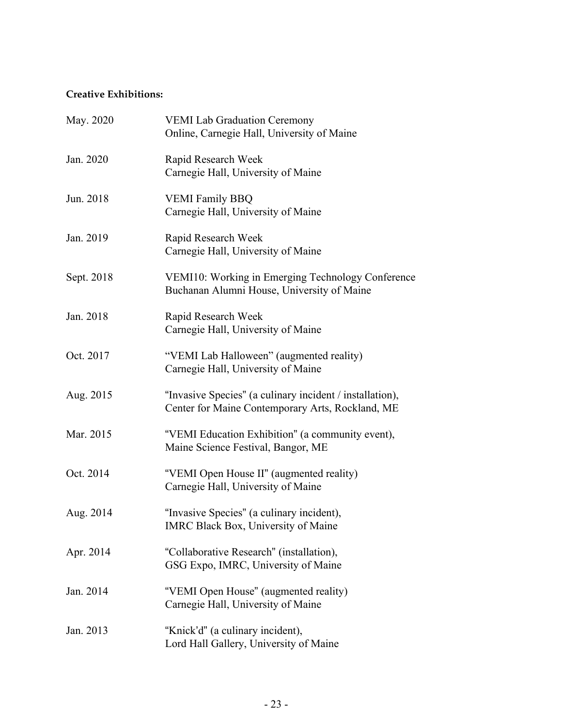**Creative Exhibitions:**

| | |
|---|---|
| May. 2020 | VEMI Lab Graduation Ceremony<br>Online, Carnegie Hall, University of Maine |
| Jan. 2020 | Rapid Research Week<br>Carnegie Hall, University of Maine |
| Jun. 2018 | VEMI Family BBQ<br>Carnegie Hall, University of Maine |
| Jan. 2019 | Rapid Research Week<br>Carnegie Hall, University of Maine |
| Sept. 2018 | VEMI10: Working in Emerging Technology Conference<br>Buchanan Alumni House, University of Maine |
| Jan. 2018 | Rapid Research Week<br>Carnegie Hall, University of Maine |
| Oct. 2017 | "VEMI Lab Halloween" (augmented reality)<br>Carnegie Hall, University of Maine |
| Aug. 2015 | "Invasive Species" (a culinary incident / installation),<br>Center for Maine Contemporary Arts, Rockland, ME |
| Mar. 2015 | "VEMI Education Exhibition" (a community event),<br>Maine Science Festival, Bangor, ME |
| Oct. 2014 | "VEMI Open House II" (augmented reality)<br>Carnegie Hall, University of Maine |
| Aug. 2014 | "Invasive Species" (a culinary incident),<br>IMRC Black Box, University of Maine |
| Apr. 2014 | "Collaborative Research" (installation),<br>GSG Expo, IMRC, University of Maine |
| Jan. 2014 | "VEMI Open House" (augmented reality)<br>Carnegie Hall, University of Maine |
| Jan. 2013 | "Knick'd" (a culinary incident),<br>Lord Hall Gallery, University of Maine |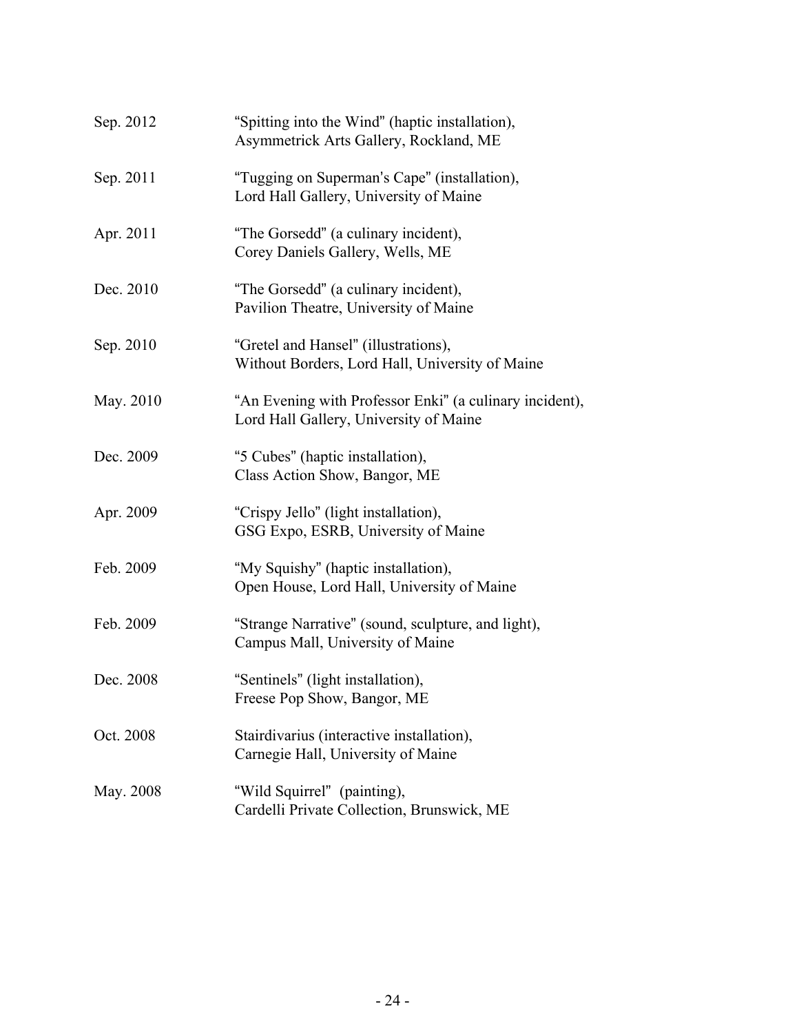| | |
|---|---|
| Sep. 2012 | "Spitting into the Wind" (haptic installation),<br>Asymmetrick Arts Gallery, Rockland, ME |
| Sep. 2011 | "Tugging on Superman's Cape" (installation),<br>Lord Hall Gallery, University of Maine |
| Apr. 2011 | "The Gorsedd" (a culinary incident),<br>Corey Daniels Gallery, Wells, ME |
| Dec. 2010 | "The Gorsedd" (a culinary incident),<br>Pavilion Theatre, University of Maine |
| Sep. 2010 | "Gretel and Hansel" (illustrations),<br>Without Borders, Lord Hall, University of Maine |
| May. 2010 | "An Evening with Professor Enki" (a culinary incident),<br>Lord Hall Gallery, University of Maine |
| Dec. 2009 | "5 Cubes" (haptic installation),<br>Class Action Show, Bangor, ME |
| Apr. 2009 | "Crispy Jello" (light installation),<br>GSG Expo, ESRB, University of Maine |
| Feb. 2009 | "My Squishy" (haptic installation),<br>Open House, Lord Hall, University of Maine |
| Feb. 2009 | "Strange Narrative" (sound, sculpture, and light),<br>Campus Mall, University of Maine |
| Dec. 2008 | "Sentinels" (light installation),<br>Freese Pop Show, Bangor, ME |
| Oct. 2008 | Stairdivarius (interactive installation),<br>Carnegie Hall, University of Maine |
| May. 2008 | "Wild Squirrel" (painting),<br>Cardelli Private Collection, Brunswick, ME |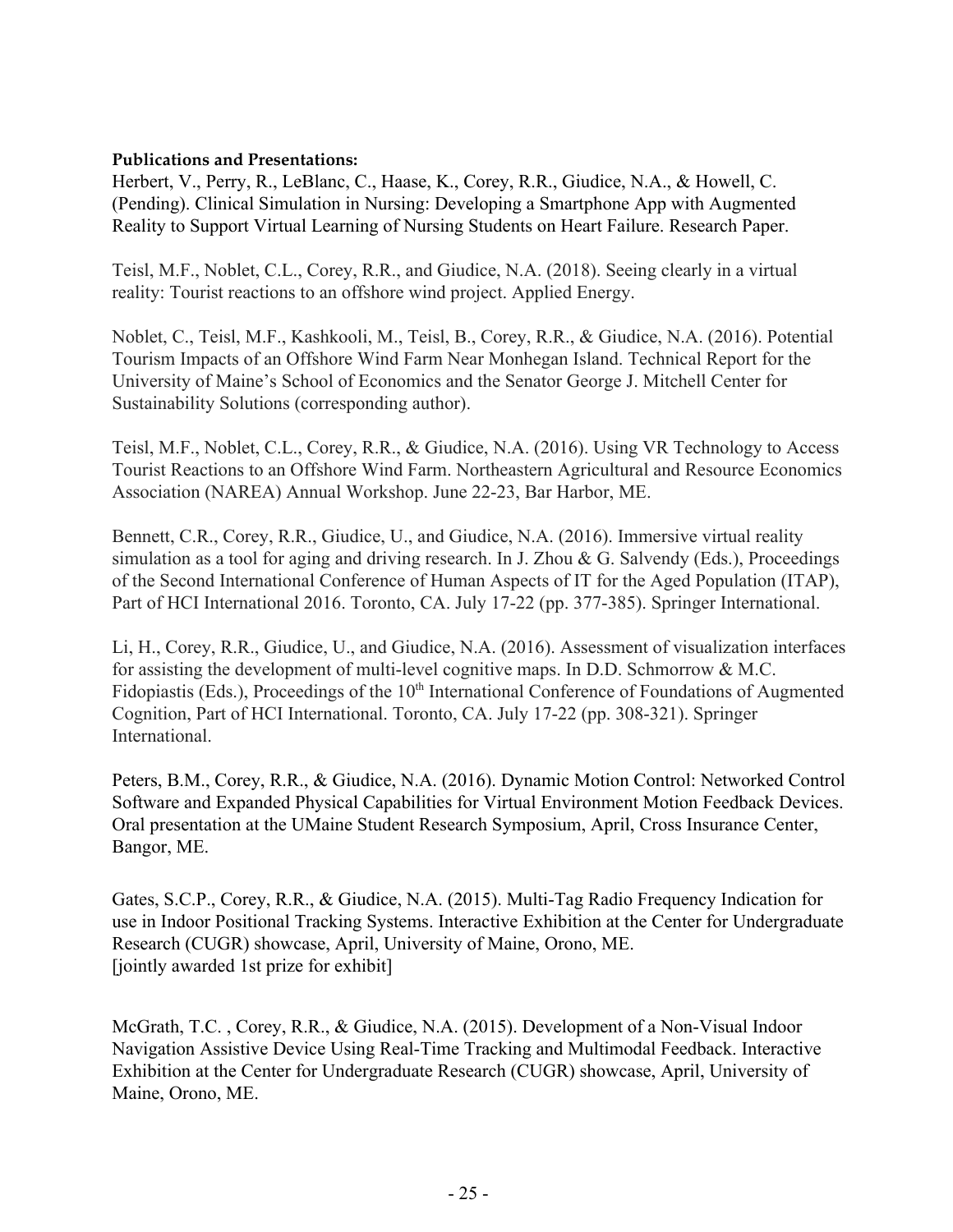**Publications and Presentations:**

Herbert, V., Perry, R., LeBlanc, C., Haase, K., Corey, R.R., Giudice, N.A., & Howell, C. (Pending). Clinical Simulation in Nursing: Developing a Smartphone App with Augmented Reality to Support Virtual Learning of Nursing Students on Heart Failure. Research Paper.

Teisl, M.F., Noblet, C.L., Corey, R.R., and Giudice, N.A. (2018). Seeing clearly in a virtual reality: Tourist reactions to an offshore wind project. Applied Energy.

Noblet, C., Teisl, M.F., Kashkooli, M., Teisl, B., Corey, R.R., & Giudice, N.A. (2016). Potential Tourism Impacts of an Offshore Wind Farm Near Monhegan Island. Technical Report for the University of Maine's School of Economics and the Senator George J. Mitchell Center for Sustainability Solutions (corresponding author).

Teisl, M.F., Noblet, C.L., Corey, R.R., & Giudice, N.A. (2016). Using VR Technology to Access Tourist Reactions to an Offshore Wind Farm. Northeastern Agricultural and Resource Economics Association (NAREA) Annual Workshop. June 22-23, Bar Harbor, ME.

Bennett, C.R., Corey, R.R., Giudice, U., and Giudice, N.A. (2016). Immersive virtual reality simulation as a tool for aging and driving research. In J. Zhou & G. Salvendy (Eds.), Proceedings of the Second International Conference of Human Aspects of IT for the Aged Population (ITAP), Part of HCI International 2016. Toronto, CA. July 17-22 (pp. 377-385). Springer International.

Li, H., Corey, R.R., Giudice, U., and Giudice, N.A. (2016). Assessment of visualization interfaces for assisting the development of multi-level cognitive maps. In D.D. Schmorrow & M.C. Fidopiastis (Eds.), Proceedings of the 10th International Conference of Foundations of Augmented Cognition, Part of HCI International. Toronto, CA. July 17-22 (pp. 308-321). Springer International.

Peters, B.M., Corey, R.R., & Giudice, N.A. (2016). Dynamic Motion Control: Networked Control Software and Expanded Physical Capabilities for Virtual Environment Motion Feedback Devices. Oral presentation at the UMaine Student Research Symposium, April, Cross Insurance Center, Bangor, ME.

Gates, S.C.P., Corey, R.R., & Giudice, N.A. (2015). Multi-Tag Radio Frequency Indication for use in Indoor Positional Tracking Systems. Interactive Exhibition at the Center for Undergraduate Research (CUGR) showcase, April, University of Maine, Orono, ME.
[jointly awarded 1st prize for exhibit]

McGrath, T.C. , Corey, R.R., & Giudice, N.A. (2015). Development of a Non-Visual Indoor Navigation Assistive Device Using Real-Time Tracking and Multimodal Feedback. Interactive Exhibition at the Center for Undergraduate Research (CUGR) showcase, April, University of Maine, Orono, ME.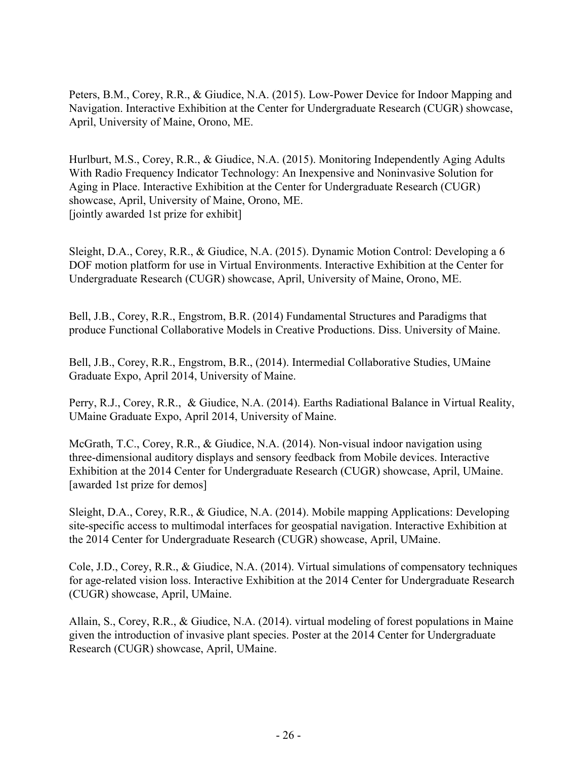Peters, B.M., Corey, R.R., & Giudice, N.A. (2015). Low-Power Device for Indoor Mapping and Navigation. Interactive Exhibition at the Center for Undergraduate Research (CUGR) showcase, April, University of Maine, Orono, ME.

Hurlburt, M.S., Corey, R.R., & Giudice, N.A. (2015). Monitoring Independently Aging Adults With Radio Frequency Indicator Technology: An Inexpensive and Noninvasive Solution for Aging in Place. Interactive Exhibition at the Center for Undergraduate Research (CUGR) showcase, April, University of Maine, Orono, ME.
[jointly awarded 1st prize for exhibit]

Sleight, D.A., Corey, R.R., & Giudice, N.A. (2015). Dynamic Motion Control: Developing a 6 DOF motion platform for use in Virtual Environments. Interactive Exhibition at the Center for Undergraduate Research (CUGR) showcase, April, University of Maine, Orono, ME.

Bell, J.B., Corey, R.R., Engstrom, B.R. (2014) Fundamental Structures and Paradigms that produce Functional Collaborative Models in Creative Productions. Diss. University of Maine.

Bell, J.B., Corey, R.R., Engstrom, B.R., (2014). Intermedial Collaborative Studies, UMaine Graduate Expo, April 2014, University of Maine.

Perry, R.J., Corey, R.R., & Giudice, N.A. (2014). Earths Radiational Balance in Virtual Reality, UMaine Graduate Expo, April 2014, University of Maine.

McGrath, T.C., Corey, R.R., & Giudice, N.A. (2014). Non-visual indoor navigation using three-dimensional auditory displays and sensory feedback from Mobile devices. Interactive Exhibition at the 2014 Center for Undergraduate Research (CUGR) showcase, April, UMaine.
[awarded 1st prize for demos]

Sleight, D.A., Corey, R.R., & Giudice, N.A. (2014). Mobile mapping Applications: Developing site-specific access to multimodal interfaces for geospatial navigation. Interactive Exhibition at the 2014 Center for Undergraduate Research (CUGR) showcase, April, UMaine.

Cole, J.D., Corey, R.R., & Giudice, N.A. (2014). Virtual simulations of compensatory techniques for age-related vision loss. Interactive Exhibition at the 2014 Center for Undergraduate Research (CUGR) showcase, April, UMaine.

Allain, S., Corey, R.R., & Giudice, N.A. (2014). virtual modeling of forest populations in Maine given the introduction of invasive plant species. Poster at the 2014 Center for Undergraduate Research (CUGR) showcase, April, UMaine.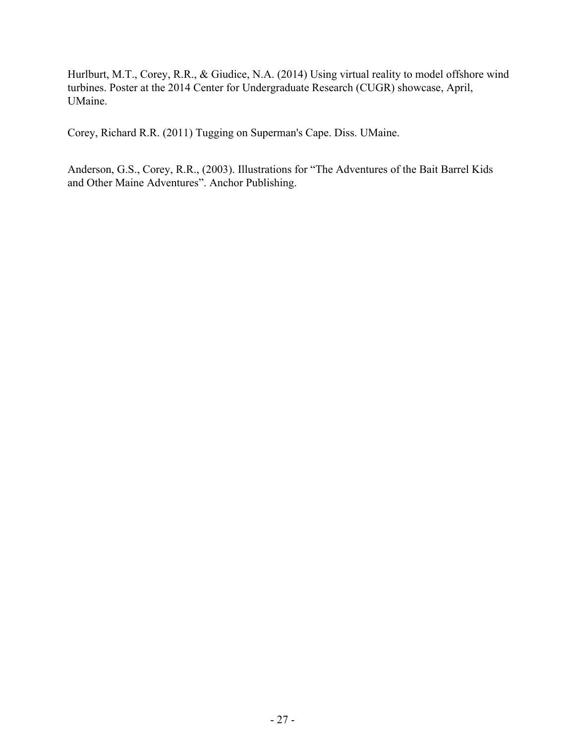Hurlburt, M.T., Corey, R.R., & Giudice, N.A. (2014) Using virtual reality to model offshore wind turbines. Poster at the 2014 Center for Undergraduate Research (CUGR) showcase, April, UMaine.

Corey, Richard R.R. (2011) Tugging on Superman's Cape. Diss. UMaine.

Anderson, G.S., Corey, R.R., (2003). Illustrations for “The Adventures of the Bait Barrel Kids and Other Maine Adventures”. Anchor Publishing.